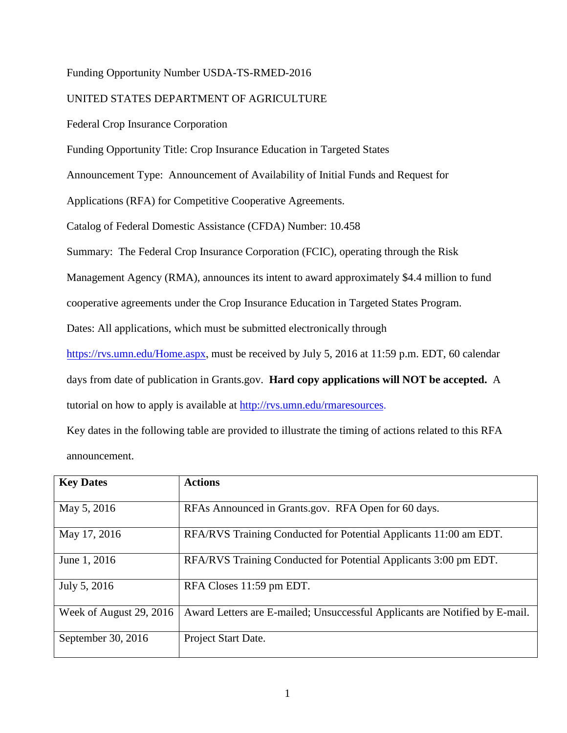Funding Opportunity Number USDA-TS-RMED-2016

UNITED STATES DEPARTMENT OF AGRICULTURE

Federal Crop Insurance Corporation

Funding Opportunity Title: Crop Insurance Education in Targeted States

Announcement Type: Announcement of Availability of Initial Funds and Request for Applications (RFA) for Competitive Cooperative Agreements.

Catalog of Federal Domestic Assistance (CFDA) Number: 10.458

Summary: The Federal Crop Insurance Corporation (FCIC), operating through the Risk Management Agency (RMA), announces its intent to award approximately $4.4 million to fund cooperative agreements under the Crop Insurance Education in Targeted States Program.

Dates: All applications, which must be submitted electronically through [https://rvs.umn.edu/Home.aspx](https://rvs.umn.edu/Home.aspx), must be received by July 5, 2016 at 11:59 p.m. EDT, 60 calendar days from date of publication in Grants.gov. **Hard copy applications will NOT be accepted.** A tutorial on how to apply is available at [http://rvs.umn.edu/rmaresources](http://rvs.umn.edu/rmaresources).

Key dates in the following table are provided to illustrate the timing of actions related to this RFA announcement.

| Key Dates | Actions |
|---|---|
| May 5, 2016 | RFAs Announced in Grants.gov. RFA Open for 60 days. |
| May 17, 2016 | RFA/RVS Training Conducted for Potential Applicants 11:00 am EDT. |
| June 1, 2016 | RFA/RVS Training Conducted for Potential Applicants 3:00 pm EDT. |
| July 5, 2016 | RFA Closes 11:59 pm EDT. |
| Week of August 29, 2016 | Award Letters are E-mailed; Unsuccessful Applicants are Notified by E-mail. |
| September 30, 2016 | Project Start Date. |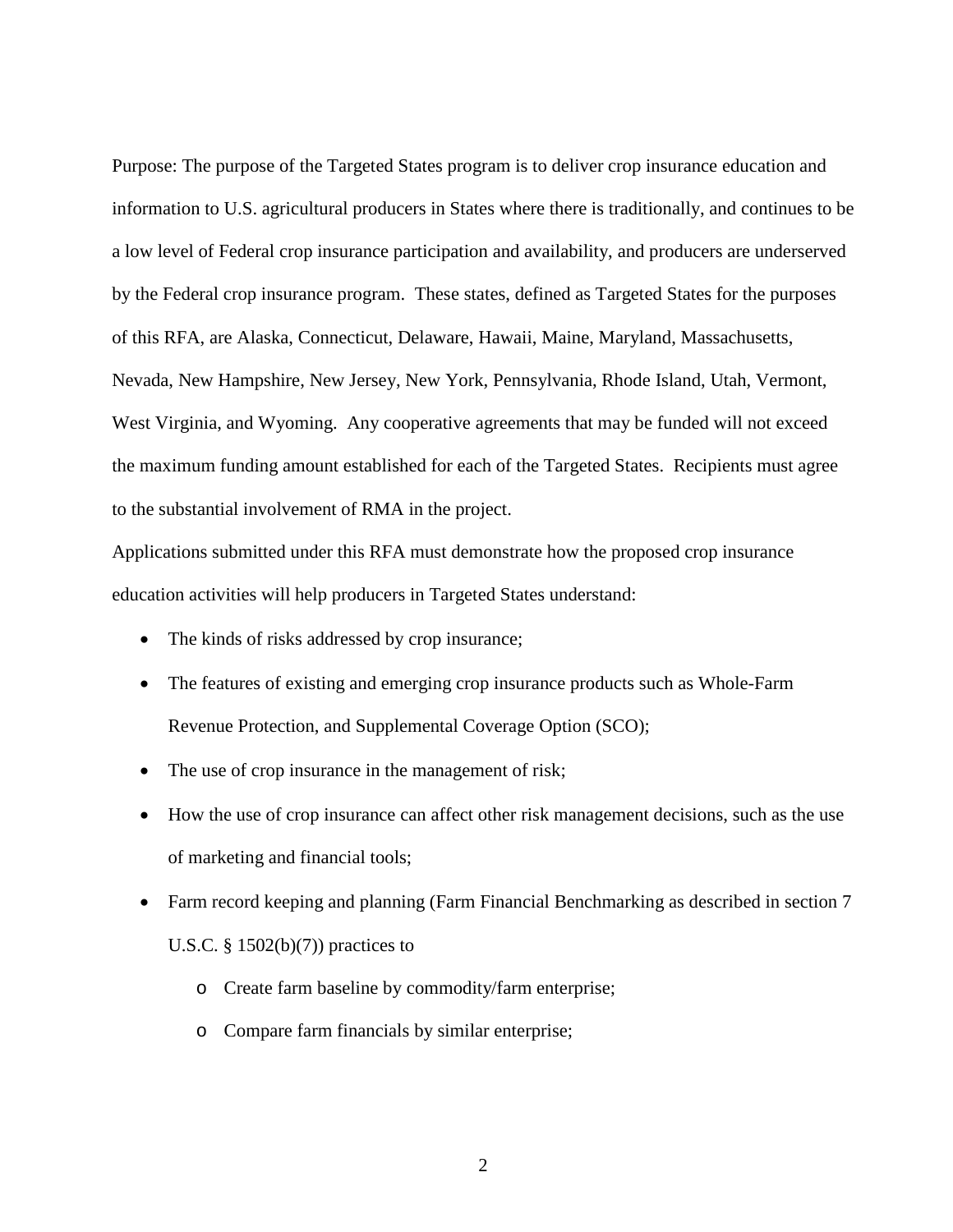Purpose: The purpose of the Targeted States program is to deliver crop insurance education and information to U.S. agricultural producers in States where there is traditionally, and continues to be a low level of Federal crop insurance participation and availability, and producers are underserved by the Federal crop insurance program. These states, defined as Targeted States for the purposes of this RFA, are Alaska, Connecticut, Delaware, Hawaii, Maine, Maryland, Massachusetts, Nevada, New Hampshire, New Jersey, New York, Pennsylvania, Rhode Island, Utah, Vermont, West Virginia, and Wyoming. Any cooperative agreements that may be funded will not exceed the maximum funding amount established for each of the Targeted States. Recipients must agree to the substantial involvement of RMA in the project.

Applications submitted under this RFA must demonstrate how the proposed crop insurance education activities will help producers in Targeted States understand:

- The kinds of risks addressed by crop insurance;
- The features of existing and emerging crop insurance products such as Whole-Farm Revenue Protection, and Supplemental Coverage Option (SCO);
- The use of crop insurance in the management of risk;
- How the use of crop insurance can affect other risk management decisions, such as the use of marketing and financial tools;
- Farm record keeping and planning (Farm Financial Benchmarking as described in section 7 U.S.C. § 1502(b)(7)) practices to
  - Create farm baseline by commodity/farm enterprise;
  - Compare farm financials by similar enterprise;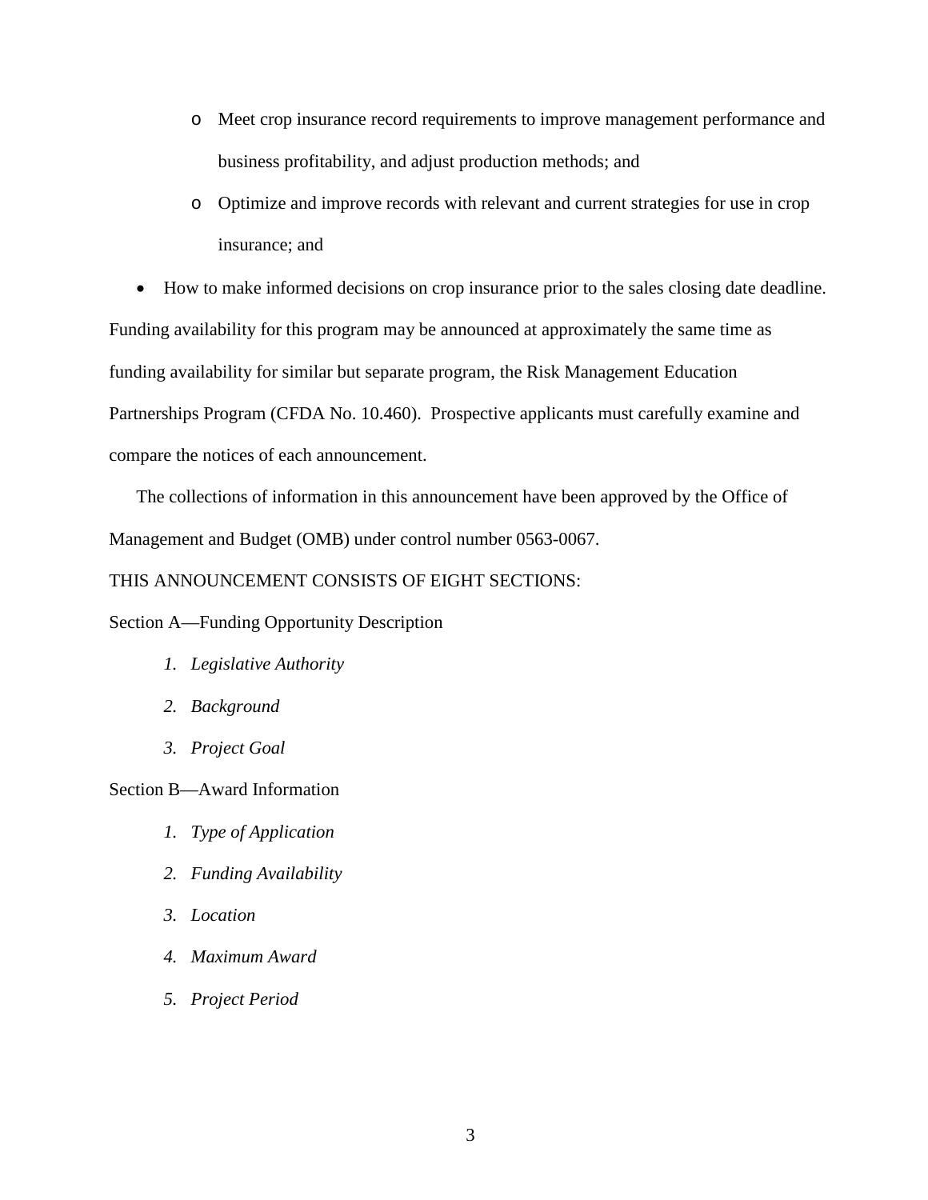- Meet crop insurance record requirements to improve management performance and business profitability, and adjust production methods; and
    - Optimize and improve records with relevant and current strategies for use in crop insurance; and

- How to make informed decisions on crop insurance prior to the sales closing date deadline.

Funding availability for this program may be announced at approximately the same time as funding availability for similar but separate program, the Risk Management Education Partnerships Program (CFDA No. 10.460). Prospective applicants must carefully examine and compare the notices of each announcement.

The collections of information in this announcement have been approved by the Office of Management and Budget (OMB) under control number 0563-0067.

THIS ANNOUNCEMENT CONSISTS OF EIGHT SECTIONS:

Section A—Funding Opportunity Description

1. *Legislative Authority*
2. *Background*
3. *Project Goal*

Section B—Award Information

1. *Type of Application*
2. *Funding Availability*
3. *Location*
4. *Maximum Award*
5. *Project Period*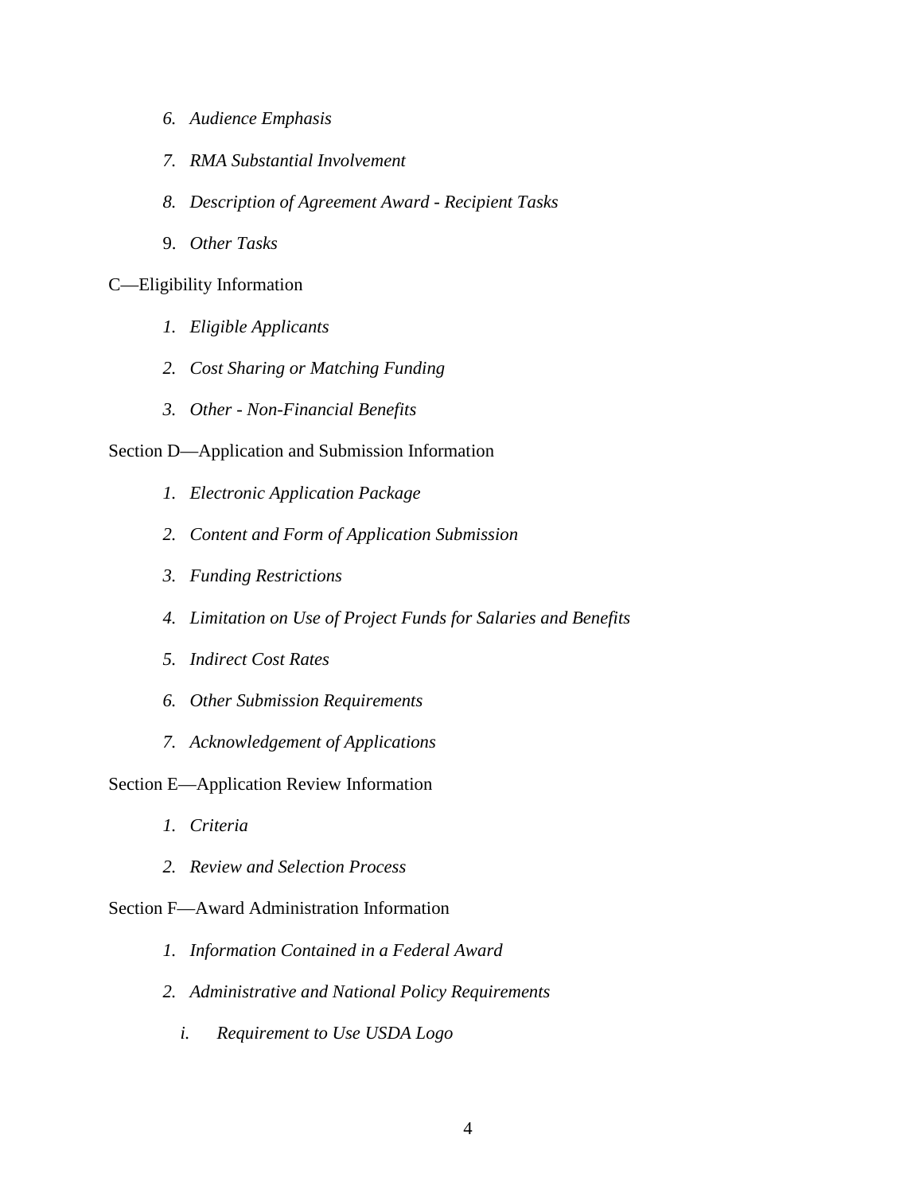6. *Audience Emphasis*
7. *RMA Substantial Involvement*
8. *Description of Agreement Award - Recipient Tasks*
9. *Other Tasks*

C—Eligibility Information

1. *Eligible Applicants*
2. *Cost Sharing or Matching Funding*
3. *Other - Non-Financial Benefits*

Section D—Application and Submission Information

1. *Electronic Application Package*
2. *Content and Form of Application Submission*
3. *Funding Restrictions*
4. *Limitation on Use of Project Funds for Salaries and Benefits*
5. *Indirect Cost Rates*
6. *Other Submission Requirements*
7. *Acknowledgement of Applications*

Section E—Application Review Information

1. *Criteria*
2. *Review and Selection Process*

Section F—Award Administration Information

1. *Information Contained in a Federal Award*
2. *Administrative and National Policy Requirements*
   - *i. Requirement to Use USDA Logo*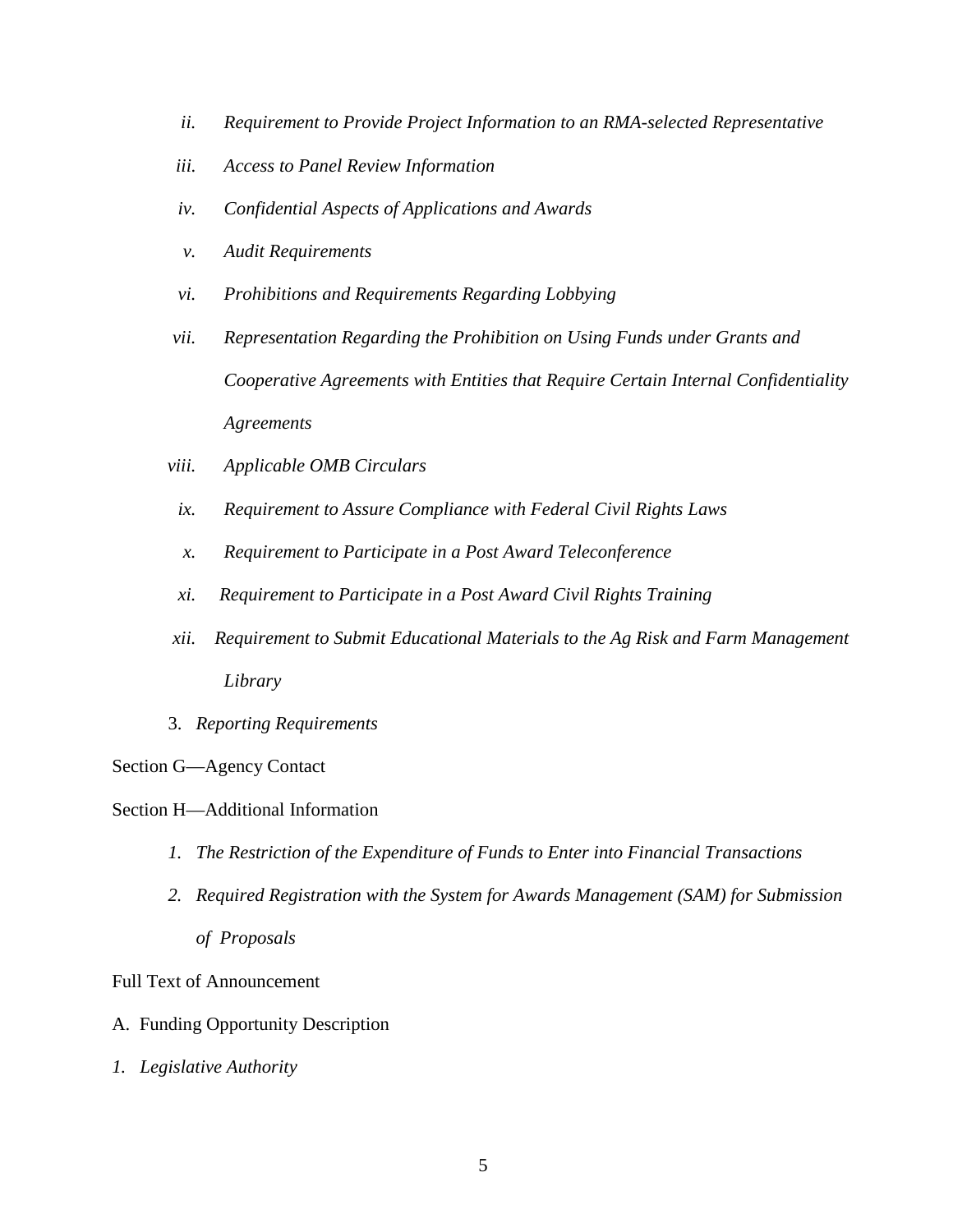*ii. Requirement to Provide Project Information to an RMA-selected Representative*

*iii. Access to Panel Review Information*

*iv. Confidential Aspects of Applications and Awards*

*v. Audit Requirements*

*vi. Prohibitions and Requirements Regarding Lobbying*

*vii. Representation Regarding the Prohibition on Using Funds under Grants and Cooperative Agreements with Entities that Require Certain Internal Confidentiality Agreements*

*viii. Applicable OMB Circulars*

*ix. Requirement to Assure Compliance with Federal Civil Rights Laws*

*x. Requirement to Participate in a Post Award Teleconference*

*xi. Requirement to Participate in a Post Award Civil Rights Training*

*xii. Requirement to Submit Educational Materials to the Ag Risk and Farm Management Library*

3. *Reporting Requirements*

Section G—Agency Contact

Section H—Additional Information

1. *The Restriction of the Expenditure of Funds to Enter into Financial Transactions*
2. *Required Registration with the System for Awards Management (SAM) for Submission of Proposals*

Full Text of Announcement

A. Funding Opportunity Description

*1. Legislative Authority*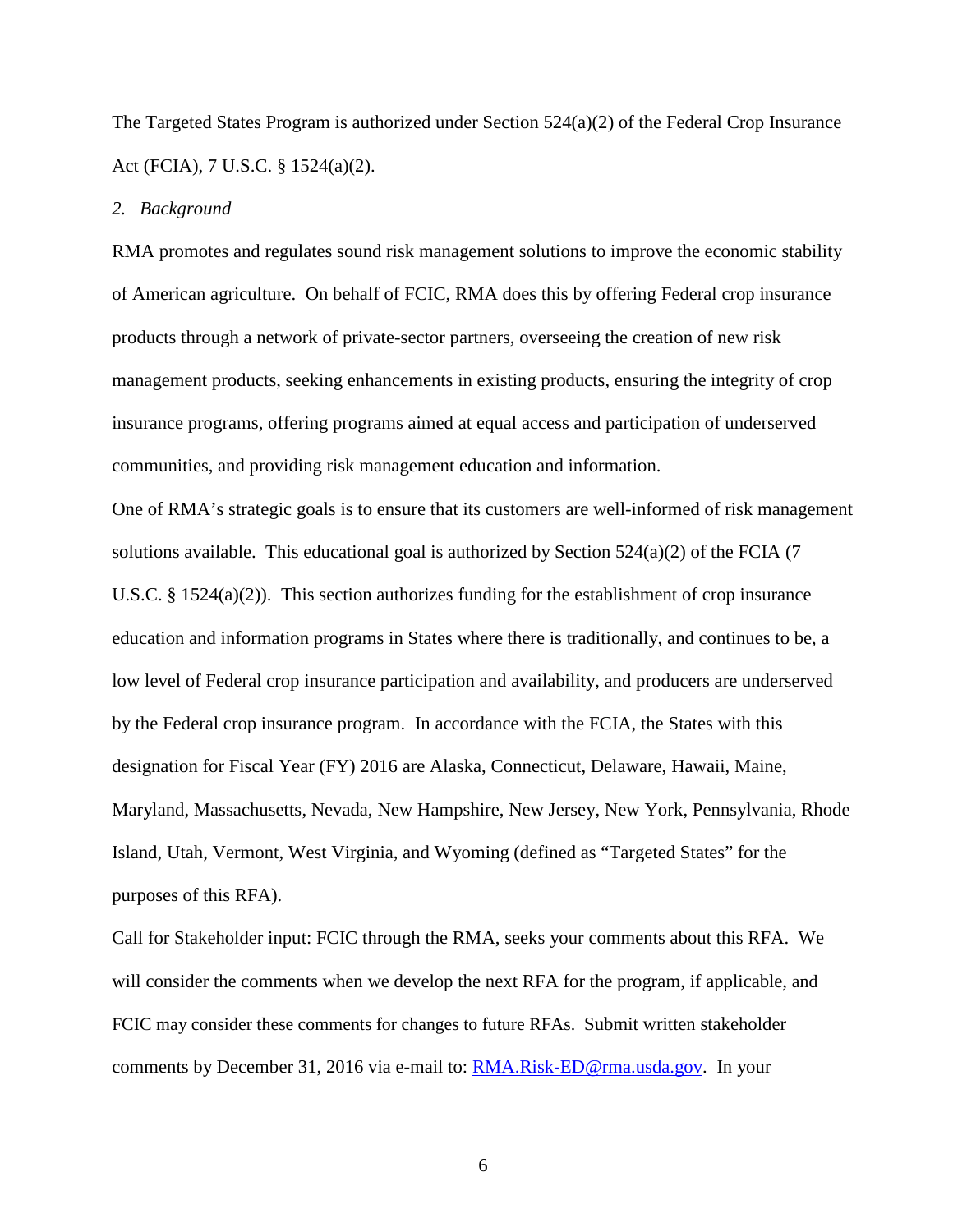The Targeted States Program is authorized under Section 524(a)(2) of the Federal Crop Insurance Act (FCIA), 7 U.S.C. § 1524(a)(2).

*2. Background*

RMA promotes and regulates sound risk management solutions to improve the economic stability of American agriculture. On behalf of FCIC, RMA does this by offering Federal crop insurance products through a network of private-sector partners, overseeing the creation of new risk management products, seeking enhancements in existing products, ensuring the integrity of crop insurance programs, offering programs aimed at equal access and participation of underserved communities, and providing risk management education and information.

One of RMA's strategic goals is to ensure that its customers are well-informed of risk management solutions available. This educational goal is authorized by Section 524(a)(2) of the FCIA (7 U.S.C. § 1524(a)(2)). This section authorizes funding for the establishment of crop insurance education and information programs in States where there is traditionally, and continues to be, a low level of Federal crop insurance participation and availability, and producers are underserved by the Federal crop insurance program. In accordance with the FCIA, the States with this designation for Fiscal Year (FY) 2016 are Alaska, Connecticut, Delaware, Hawaii, Maine, Maryland, Massachusetts, Nevada, New Hampshire, New Jersey, New York, Pennsylvania, Rhode Island, Utah, Vermont, West Virginia, and Wyoming (defined as "Targeted States" for the purposes of this RFA).

Call for Stakeholder input: FCIC through the RMA, seeks your comments about this RFA. We will consider the comments when we develop the next RFA for the program, if applicable, and FCIC may consider these comments for changes to future RFAs. Submit written stakeholder comments by December 31, 2016 via e-mail to: RMA.Risk-ED@rma.usda.gov. In your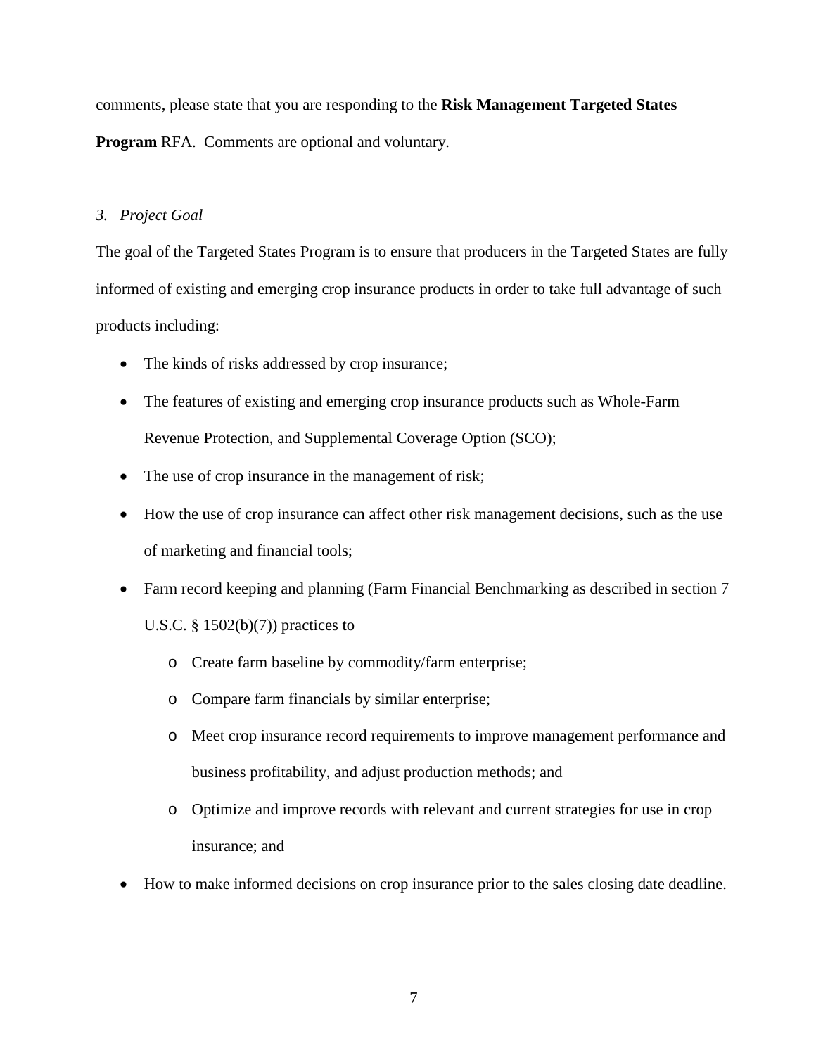comments, please state that you are responding to the **Risk Management Targeted States Program** RFA. Comments are optional and voluntary.

### *3. Project Goal*

The goal of the Targeted States Program is to ensure that producers in the Targeted States are fully informed of existing and emerging crop insurance products in order to take full advantage of such products including:

- The kinds of risks addressed by crop insurance;
- The features of existing and emerging crop insurance products such as Whole-Farm Revenue Protection, and Supplemental Coverage Option (SCO);
- The use of crop insurance in the management of risk;
- How the use of crop insurance can affect other risk management decisions, such as the use of marketing and financial tools;
- Farm record keeping and planning (Farm Financial Benchmarking as described in section 7 U.S.C. § 1502(b)(7)) practices to
  - Create farm baseline by commodity/farm enterprise;
  - Compare farm financials by similar enterprise;
  - Meet crop insurance record requirements to improve management performance and business profitability, and adjust production methods; and
  - Optimize and improve records with relevant and current strategies for use in crop insurance; and
- How to make informed decisions on crop insurance prior to the sales closing date deadline.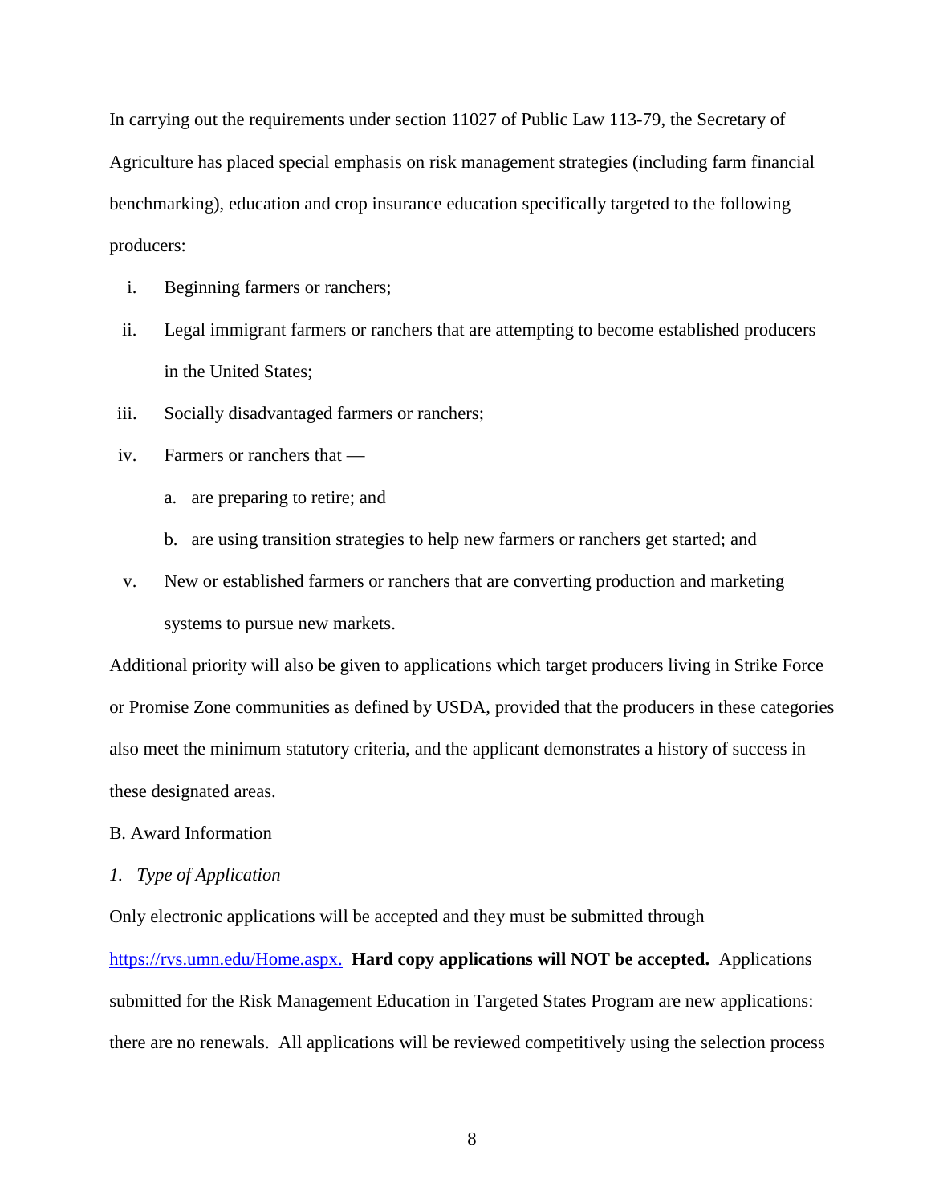In carrying out the requirements under section 11027 of Public Law 113-79, the Secretary of Agriculture has placed special emphasis on risk management strategies (including farm financial benchmarking), education and crop insurance education specifically targeted to the following producers:

i. Beginning farmers or ranchers;

ii. Legal immigrant farmers or ranchers that are attempting to become established producers in the United States;

iii. Socially disadvantaged farmers or ranchers;

iv. Farmers or ranchers that —

   a. are preparing to retire; and

   b. are using transition strategies to help new farmers or ranchers get started; and

v. New or established farmers or ranchers that are converting production and marketing systems to pursue new markets.

Additional priority will also be given to applications which target producers living in Strike Force or Promise Zone communities as defined by USDA, provided that the producers in these categories also meet the minimum statutory criteria, and the applicant demonstrates a history of success in these designated areas.

B. Award Information

*1. Type of Application*

Only electronic applications will be accepted and they must be submitted through [https://rvs.umn.edu/Home.aspx.](https://rvs.umn.edu/Home.aspx) **Hard copy applications will NOT be accepted.** Applications submitted for the Risk Management Education in Targeted States Program are new applications: there are no renewals. All applications will be reviewed competitively using the selection process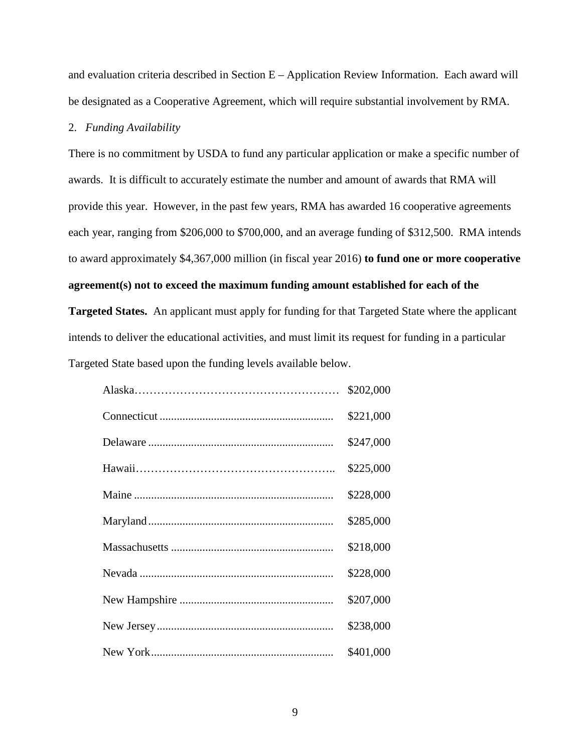and evaluation criteria described in Section E – Application Review Information. Each award will be designated as a Cooperative Agreement, which will require substantial involvement by RMA.

2. *Funding Availability*

There is no commitment by USDA to fund any particular application or make a specific number of awards. It is difficult to accurately estimate the number and amount of awards that RMA will provide this year. However, in the past few years, RMA has awarded 16 cooperative agreements each year, ranging from $206,000 to $700,000, and an average funding of $312,500. RMA intends to award approximately $4,367,000 million (in fiscal year 2016) **to fund one or more cooperative agreement(s) not to exceed the maximum funding amount established for each of the Targeted States.** An applicant must apply for funding for that Targeted State where the applicant intends to deliver the educational activities, and must limit its request for funding in a particular Targeted State based upon the funding levels available below.

| State | Amount |
|---|---|
| Alaska | $202,000 |
| Connecticut | $221,000 |
| Delaware | $247,000 |
| Hawaii | $225,000 |
| Maine | $228,000 |
| Maryland | $285,000 |
| Massachusetts | $218,000 |
| Nevada | $228,000 |
| New Hampshire | $207,000 |
| New Jersey | $238,000 |
| New York | $401,000 |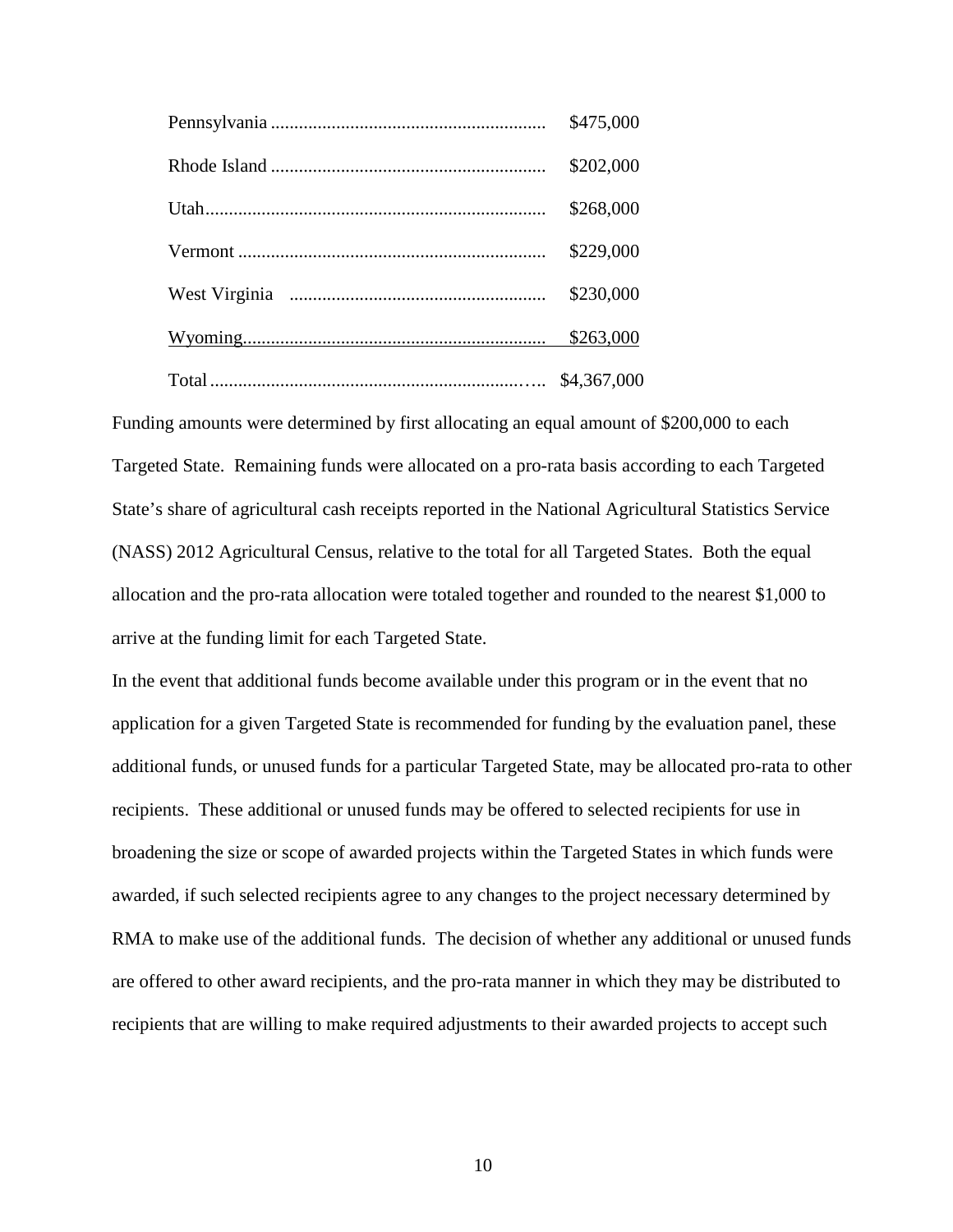| | |
|---|---|
| Pennsylvania | \$475,000 |
| Rhode Island | \$202,000 |
| Utah | \$268,000 |
| Vermont | \$229,000 |
| West Virginia | \$230,000 |
| Wyoming | \$263,000 |
| Total | \$4,367,000 |

Funding amounts were determined by first allocating an equal amount of \$200,000 to each Targeted State. Remaining funds were allocated on a pro-rata basis according to each Targeted State's share of agricultural cash receipts reported in the National Agricultural Statistics Service (NASS) 2012 Agricultural Census, relative to the total for all Targeted States. Both the equal allocation and the pro-rata allocation were totaled together and rounded to the nearest \$1,000 to arrive at the funding limit for each Targeted State.

In the event that additional funds become available under this program or in the event that no application for a given Targeted State is recommended for funding by the evaluation panel, these additional funds, or unused funds for a particular Targeted State, may be allocated pro-rata to other recipients. These additional or unused funds may be offered to selected recipients for use in broadening the size or scope of awarded projects within the Targeted States in which funds were awarded, if such selected recipients agree to any changes to the project necessary determined by RMA to make use of the additional funds. The decision of whether any additional or unused funds are offered to other award recipients, and the pro-rata manner in which they may be distributed to recipients that are willing to make required adjustments to their awarded projects to accept such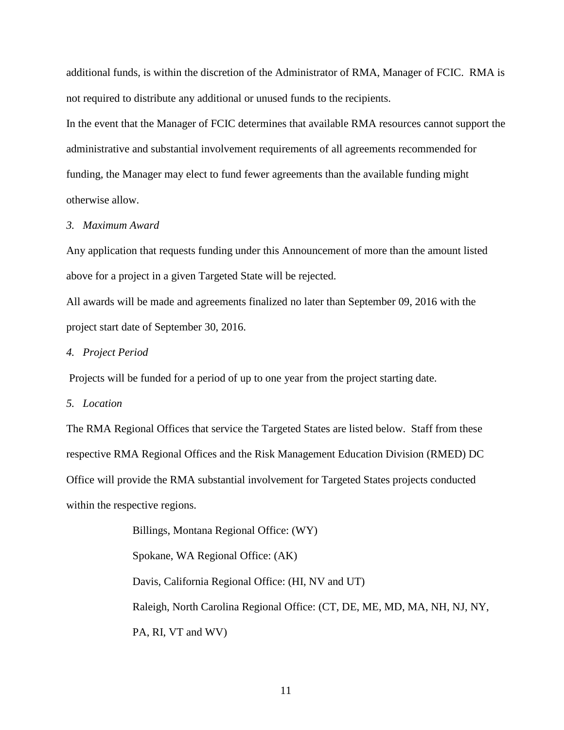additional funds, is within the discretion of the Administrator of RMA, Manager of FCIC. RMA is not required to distribute any additional or unused funds to the recipients.

In the event that the Manager of FCIC determines that available RMA resources cannot support the administrative and substantial involvement requirements of all agreements recommended for funding, the Manager may elect to fund fewer agreements than the available funding might otherwise allow.

*3. Maximum Award*

Any application that requests funding under this Announcement of more than the amount listed above for a project in a given Targeted State will be rejected.

All awards will be made and agreements finalized no later than September 09, 2016 with the project start date of September 30, 2016.

*4. Project Period*

Projects will be funded for a period of up to one year from the project starting date.

*5. Location*

The RMA Regional Offices that service the Targeted States are listed below. Staff from these respective RMA Regional Offices and the Risk Management Education Division (RMED) DC Office will provide the RMA substantial involvement for Targeted States projects conducted within the respective regions.

Billings, Montana Regional Office: (WY)

Spokane, WA Regional Office: (AK)

Davis, California Regional Office: (HI, NV and UT)

Raleigh, North Carolina Regional Office: (CT, DE, ME, MD, MA, NH, NJ, NY, PA, RI, VT and WV)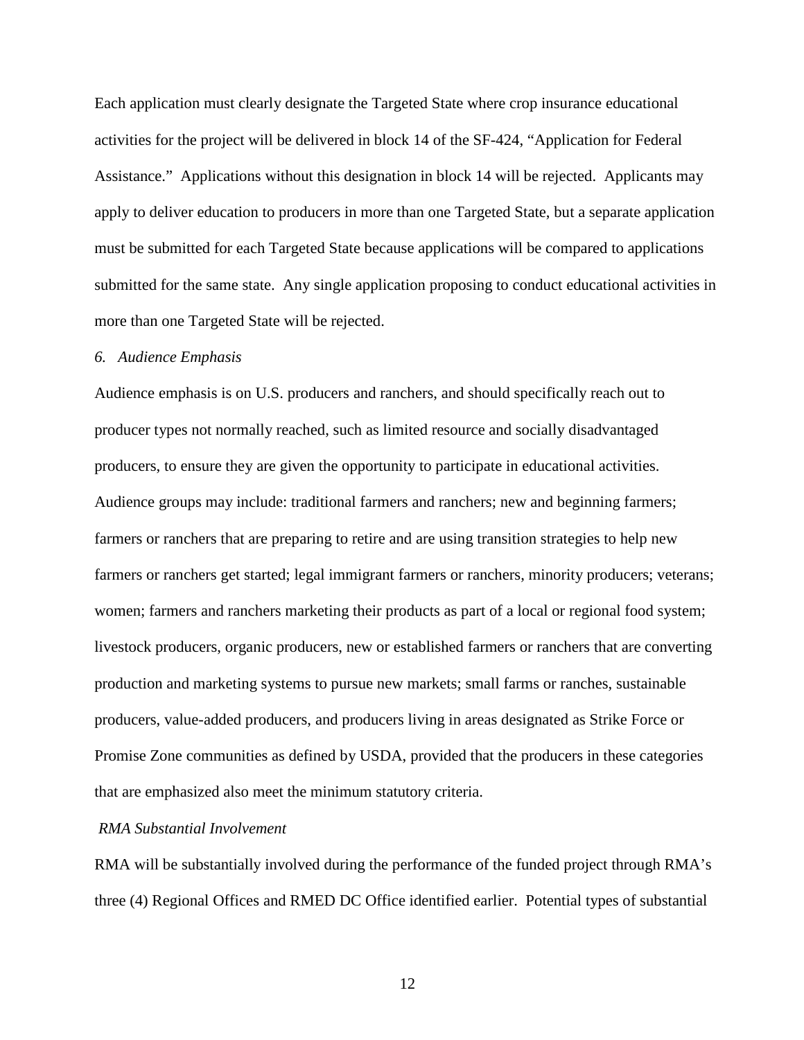Each application must clearly designate the Targeted State where crop insurance educational activities for the project will be delivered in block 14 of the SF-424, "Application for Federal Assistance." Applications without this designation in block 14 will be rejected. Applicants may apply to deliver education to producers in more than one Targeted State, but a separate application must be submitted for each Targeted State because applications will be compared to applications submitted for the same state. Any single application proposing to conduct educational activities in more than one Targeted State will be rejected.

*6. Audience Emphasis*

Audience emphasis is on U.S. producers and ranchers, and should specifically reach out to producer types not normally reached, such as limited resource and socially disadvantaged producers, to ensure they are given the opportunity to participate in educational activities. Audience groups may include: traditional farmers and ranchers; new and beginning farmers; farmers or ranchers that are preparing to retire and are using transition strategies to help new farmers or ranchers get started; legal immigrant farmers or ranchers, minority producers; veterans; women; farmers and ranchers marketing their products as part of a local or regional food system; livestock producers, organic producers, new or established farmers or ranchers that are converting production and marketing systems to pursue new markets; small farms or ranches, sustainable producers, value-added producers, and producers living in areas designated as Strike Force or Promise Zone communities as defined by USDA, provided that the producers in these categories that are emphasized also meet the minimum statutory criteria.

*RMA Substantial Involvement*

RMA will be substantially involved during the performance of the funded project through RMA's three (4) Regional Offices and RMED DC Office identified earlier. Potential types of substantial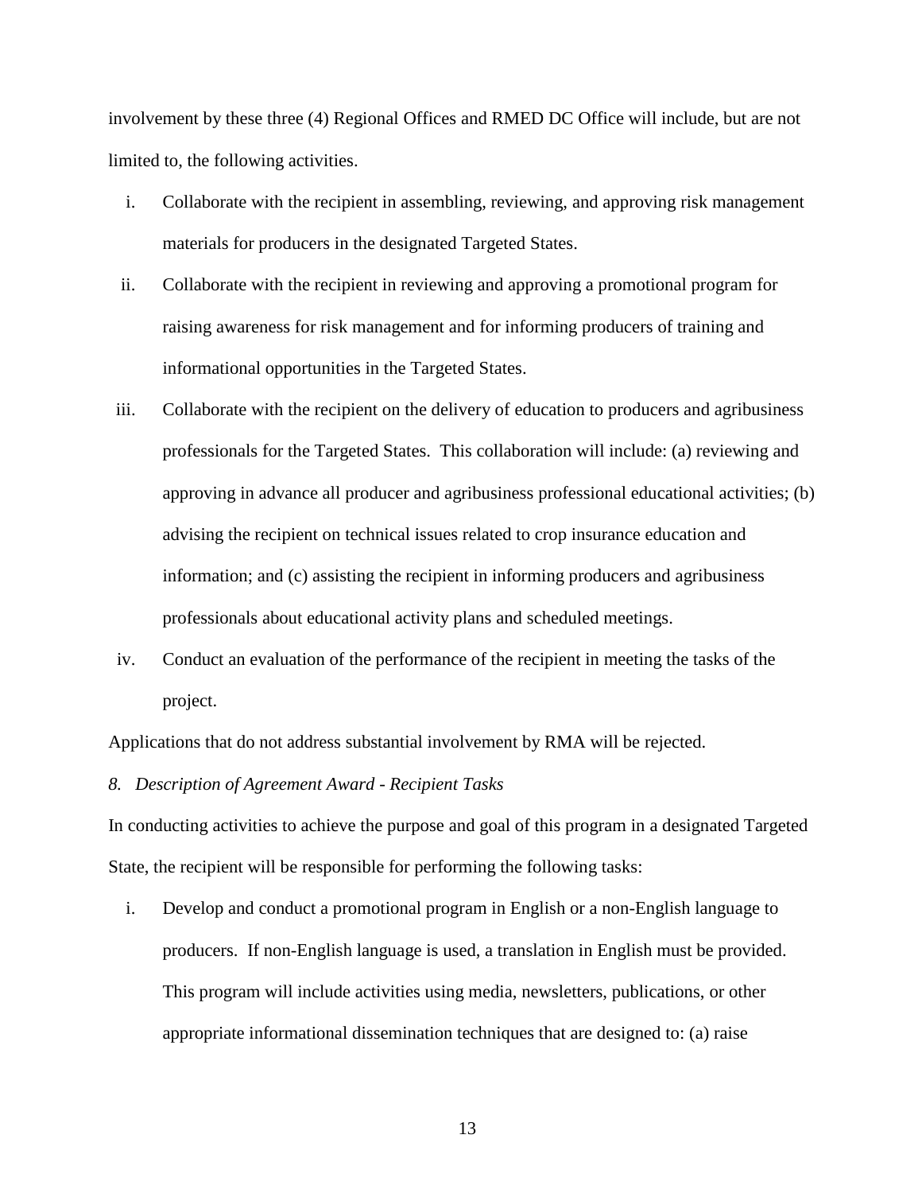involvement by these three (4) Regional Offices and RMED DC Office will include, but are not limited to, the following activities.

i. Collaborate with the recipient in assembling, reviewing, and approving risk management materials for producers in the designated Targeted States.

ii. Collaborate with the recipient in reviewing and approving a promotional program for raising awareness for risk management and for informing producers of training and informational opportunities in the Targeted States.

iii. Collaborate with the recipient on the delivery of education to producers and agribusiness professionals for the Targeted States. This collaboration will include: (a) reviewing and approving in advance all producer and agribusiness professional educational activities; (b) advising the recipient on technical issues related to crop insurance education and information; and (c) assisting the recipient in informing producers and agribusiness professionals about educational activity plans and scheduled meetings.

iv. Conduct an evaluation of the performance of the recipient in meeting the tasks of the project.

Applications that do not address substantial involvement by RMA will be rejected.

*8. Description of Agreement Award - Recipient Tasks*

In conducting activities to achieve the purpose and goal of this program in a designated Targeted State, the recipient will be responsible for performing the following tasks:

i. Develop and conduct a promotional program in English or a non-English language to producers. If non-English language is used, a translation in English must be provided. This program will include activities using media, newsletters, publications, or other appropriate informational dissemination techniques that are designed to: (a) raise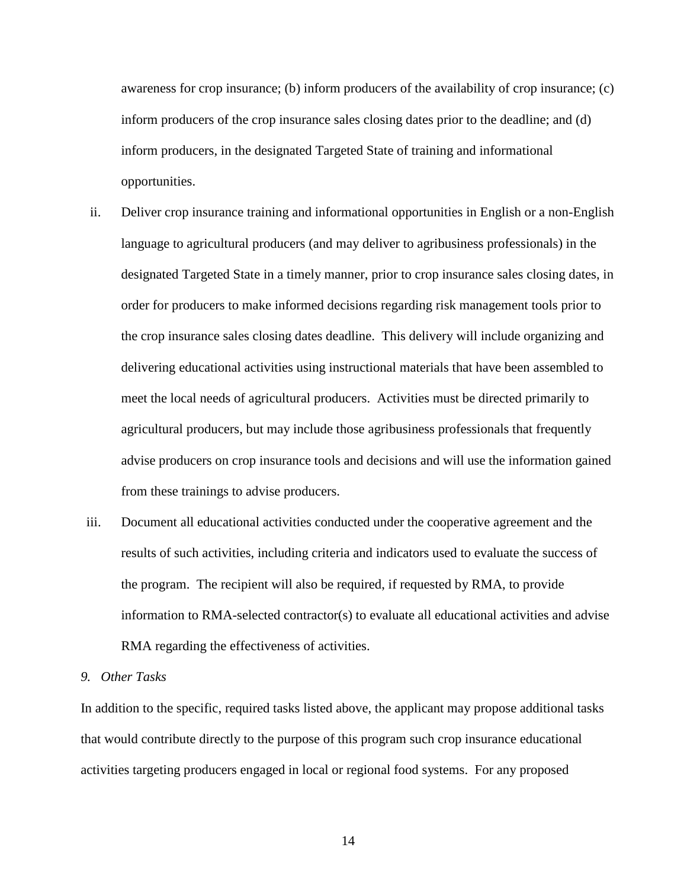awareness for crop insurance; (b) inform producers of the availability of crop insurance; (c) inform producers of the crop insurance sales closing dates prior to the deadline; and (d) inform producers, in the designated Targeted State of training and informational opportunities.

ii. Deliver crop insurance training and informational opportunities in English or a non-English language to agricultural producers (and may deliver to agribusiness professionals) in the designated Targeted State in a timely manner, prior to crop insurance sales closing dates, in order for producers to make informed decisions regarding risk management tools prior to the crop insurance sales closing dates deadline. This delivery will include organizing and delivering educational activities using instructional materials that have been assembled to meet the local needs of agricultural producers. Activities must be directed primarily to agricultural producers, but may include those agribusiness professionals that frequently advise producers on crop insurance tools and decisions and will use the information gained from these trainings to advise producers.

iii. Document all educational activities conducted under the cooperative agreement and the results of such activities, including criteria and indicators used to evaluate the success of the program. The recipient will also be required, if requested by RMA, to provide information to RMA-selected contractor(s) to evaluate all educational activities and advise RMA regarding the effectiveness of activities.

*9. Other Tasks*

In addition to the specific, required tasks listed above, the applicant may propose additional tasks that would contribute directly to the purpose of this program such crop insurance educational activities targeting producers engaged in local or regional food systems. For any proposed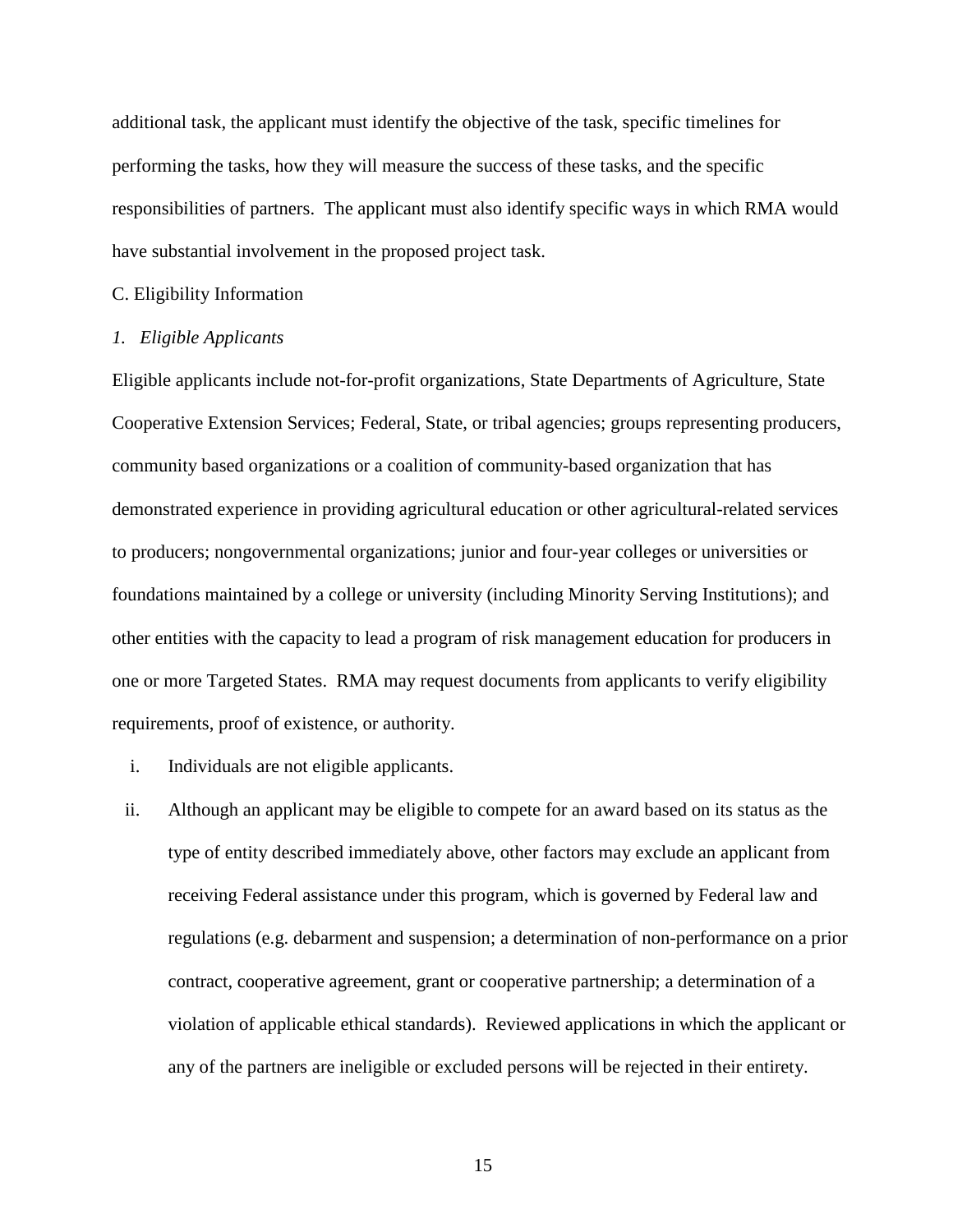additional task, the applicant must identify the objective of the task, specific timelines for performing the tasks, how they will measure the success of these tasks, and the specific responsibilities of partners. The applicant must also identify specific ways in which RMA would have substantial involvement in the proposed project task.

C. Eligibility Information

*1. Eligible Applicants*

Eligible applicants include not-for-profit organizations, State Departments of Agriculture, State Cooperative Extension Services; Federal, State, or tribal agencies; groups representing producers, community based organizations or a coalition of community-based organization that has demonstrated experience in providing agricultural education or other agricultural-related services to producers; nongovernmental organizations; junior and four-year colleges or universities or foundations maintained by a college or university (including Minority Serving Institutions); and other entities with the capacity to lead a program of risk management education for producers in one or more Targeted States. RMA may request documents from applicants to verify eligibility requirements, proof of existence, or authority.

i. Individuals are not eligible applicants.

ii. Although an applicant may be eligible to compete for an award based on its status as the type of entity described immediately above, other factors may exclude an applicant from receiving Federal assistance under this program, which is governed by Federal law and regulations (e.g. debarment and suspension; a determination of non-performance on a prior contract, cooperative agreement, grant or cooperative partnership; a determination of a violation of applicable ethical standards). Reviewed applications in which the applicant or any of the partners are ineligible or excluded persons will be rejected in their entirety.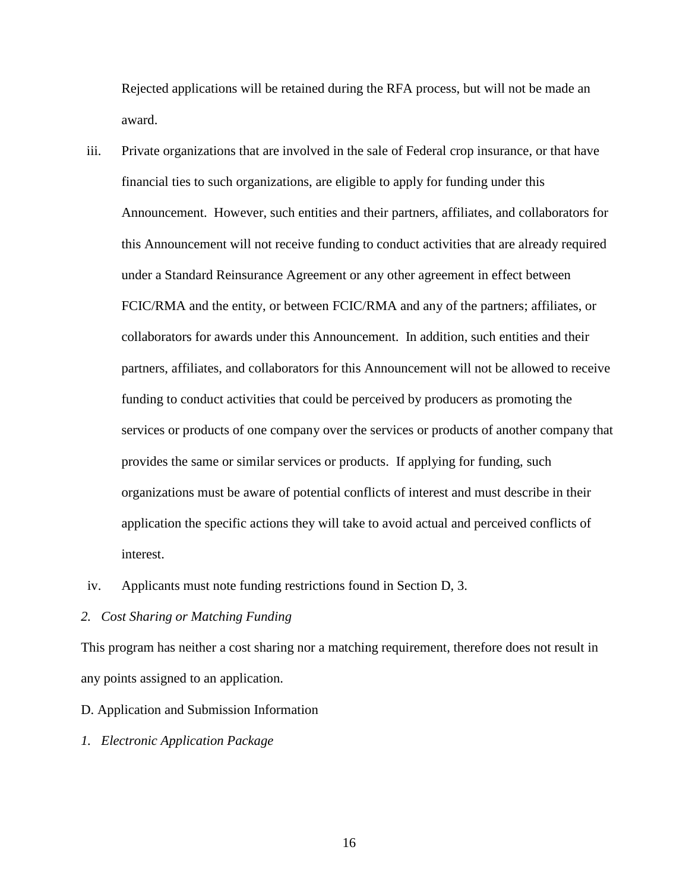Rejected applications will be retained during the RFA process, but will not be made an award.

iii. Private organizations that are involved in the sale of Federal crop insurance, or that have financial ties to such organizations, are eligible to apply for funding under this Announcement. However, such entities and their partners, affiliates, and collaborators for this Announcement will not receive funding to conduct activities that are already required under a Standard Reinsurance Agreement or any other agreement in effect between FCIC/RMA and the entity, or between FCIC/RMA and any of the partners; affiliates, or collaborators for awards under this Announcement. In addition, such entities and their partners, affiliates, and collaborators for this Announcement will not be allowed to receive funding to conduct activities that could be perceived by producers as promoting the services or products of one company over the services or products of another company that provides the same or similar services or products. If applying for funding, such organizations must be aware of potential conflicts of interest and must describe in their application the specific actions they will take to avoid actual and perceived conflicts of interest.

iv. Applicants must note funding restrictions found in Section D, 3.

*2. Cost Sharing or Matching Funding*

This program has neither a cost sharing nor a matching requirement, therefore does not result in any points assigned to an application.

D. Application and Submission Information

*1. Electronic Application Package*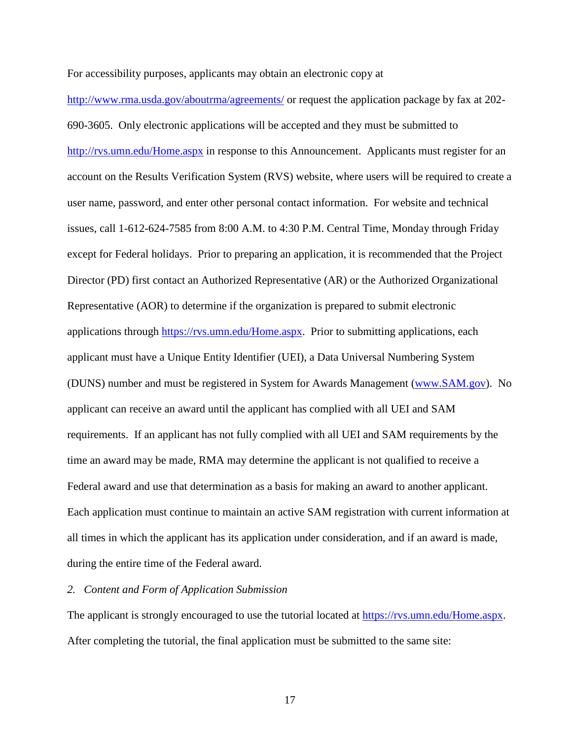For accessibility purposes, applicants may obtain an electronic copy at http://www.rma.usda.gov/aboutrma/agreements/ or request the application package by fax at 202-690-3605. Only electronic applications will be accepted and they must be submitted to http://rvs.umn.edu/Home.aspx in response to this Announcement. Applicants must register for an account on the Results Verification System (RVS) website, where users will be required to create a user name, password, and enter other personal contact information. For website and technical issues, call 1-612-624-7585 from 8:00 A.M. to 4:30 P.M. Central Time, Monday through Friday except for Federal holidays. Prior to preparing an application, it is recommended that the Project Director (PD) first contact an Authorized Representative (AR) or the Authorized Organizational Representative (AOR) to determine if the organization is prepared to submit electronic applications through https://rvs.umn.edu/Home.aspx. Prior to submitting applications, each applicant must have a Unique Entity Identifier (UEI), a Data Universal Numbering System (DUNS) number and must be registered in System for Awards Management (www.SAM.gov). No applicant can receive an award until the applicant has complied with all UEI and SAM requirements. If an applicant has not fully complied with all UEI and SAM requirements by the time an award may be made, RMA may determine the applicant is not qualified to receive a Federal award and use that determination as a basis for making an award to another applicant. Each application must continue to maintain an active SAM registration with current information at all times in which the applicant has its application under consideration, and if an award is made, during the entire time of the Federal award.

*2. Content and Form of Application Submission*

The applicant is strongly encouraged to use the tutorial located at https://rvs.umn.edu/Home.aspx. After completing the tutorial, the final application must be submitted to the same site: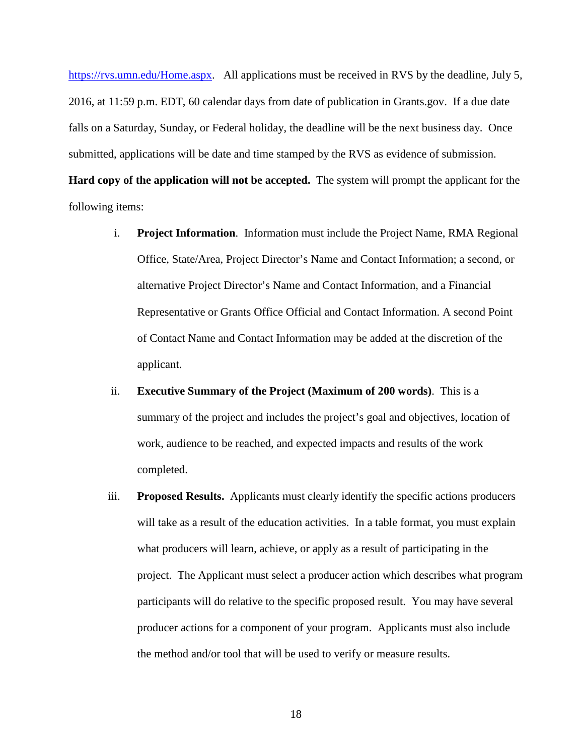https://rvs.umn.edu/Home.aspx. All applications must be received in RVS by the deadline, July 5, 2016, at 11:59 p.m. EDT, 60 calendar days from date of publication in Grants.gov. If a due date falls on a Saturday, Sunday, or Federal holiday, the deadline will be the next business day. Once submitted, applications will be date and time stamped by the RVS as evidence of submission. **Hard copy of the application will not be accepted.** The system will prompt the applicant for the following items:

i. **Project Information**. Information must include the Project Name, RMA Regional Office, State/Area, Project Director's Name and Contact Information; a second, or alternative Project Director's Name and Contact Information, and a Financial Representative or Grants Office Official and Contact Information. A second Point of Contact Name and Contact Information may be added at the discretion of the applicant.

ii. **Executive Summary of the Project (Maximum of 200 words)**. This is a summary of the project and includes the project's goal and objectives, location of work, audience to be reached, and expected impacts and results of the work completed.

iii. **Proposed Results.** Applicants must clearly identify the specific actions producers will take as a result of the education activities. In a table format, you must explain what producers will learn, achieve, or apply as a result of participating in the project. The Applicant must select a producer action which describes what program participants will do relative to the specific proposed result. You may have several producer actions for a component of your program. Applicants must also include the method and/or tool that will be used to verify or measure results.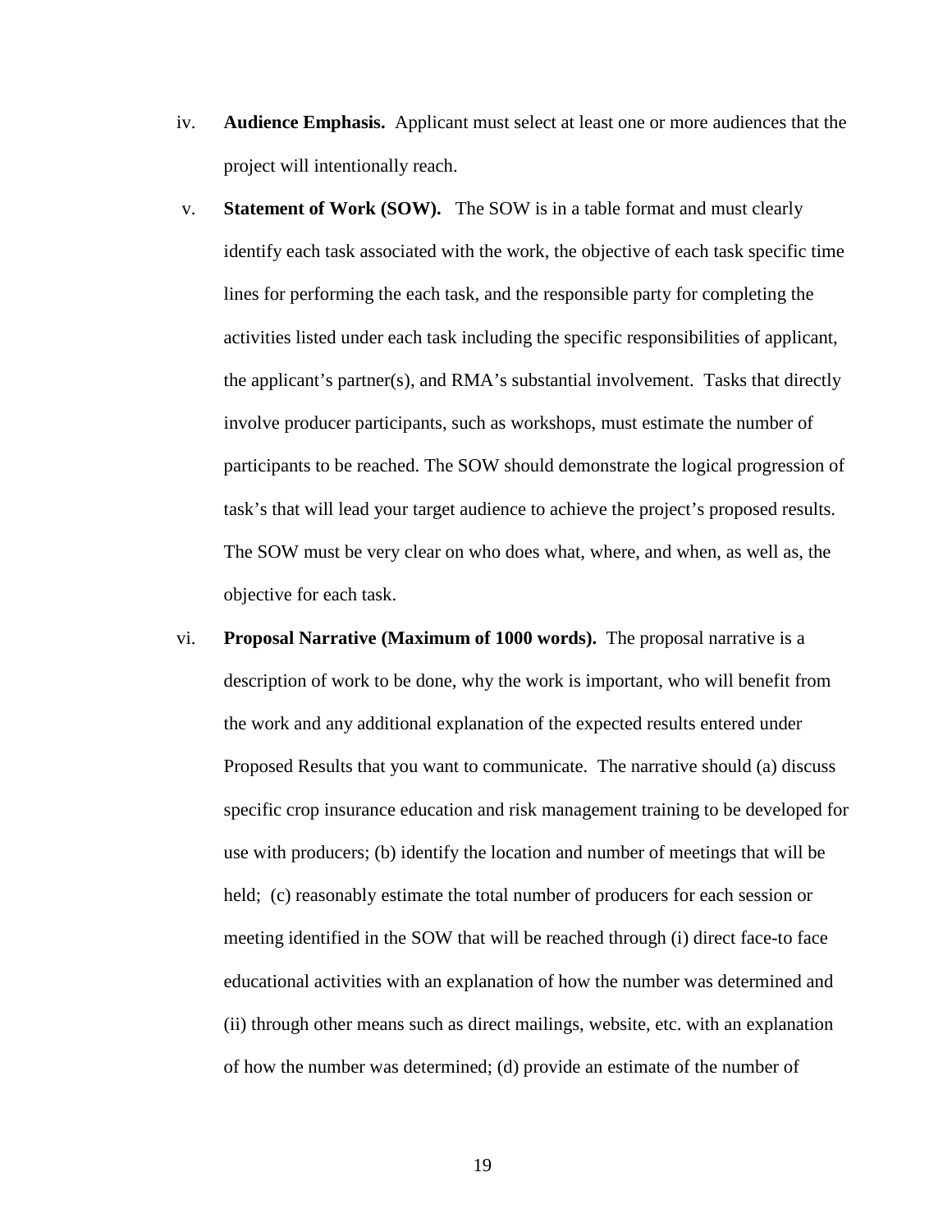iv. **Audience Emphasis.** Applicant must select at least one or more audiences that the project will intentionally reach.

v. **Statement of Work (SOW).** The SOW is in a table format and must clearly identify each task associated with the work, the objective of each task specific time lines for performing the each task, and the responsible party for completing the activities listed under each task including the specific responsibilities of applicant, the applicant's partner(s), and RMA's substantial involvement. Tasks that directly involve producer participants, such as workshops, must estimate the number of participants to be reached. The SOW should demonstrate the logical progression of task's that will lead your target audience to achieve the project's proposed results. The SOW must be very clear on who does what, where, and when, as well as, the objective for each task.

vi. **Proposal Narrative (Maximum of 1000 words).** The proposal narrative is a description of work to be done, why the work is important, who will benefit from the work and any additional explanation of the expected results entered under Proposed Results that you want to communicate. The narrative should (a) discuss specific crop insurance education and risk management training to be developed for use with producers; (b) identify the location and number of meetings that will be held; (c) reasonably estimate the total number of producers for each session or meeting identified in the SOW that will be reached through (i) direct face-to face educational activities with an explanation of how the number was determined and (ii) through other means such as direct mailings, website, etc. with an explanation of how the number was determined; (d) provide an estimate of the number of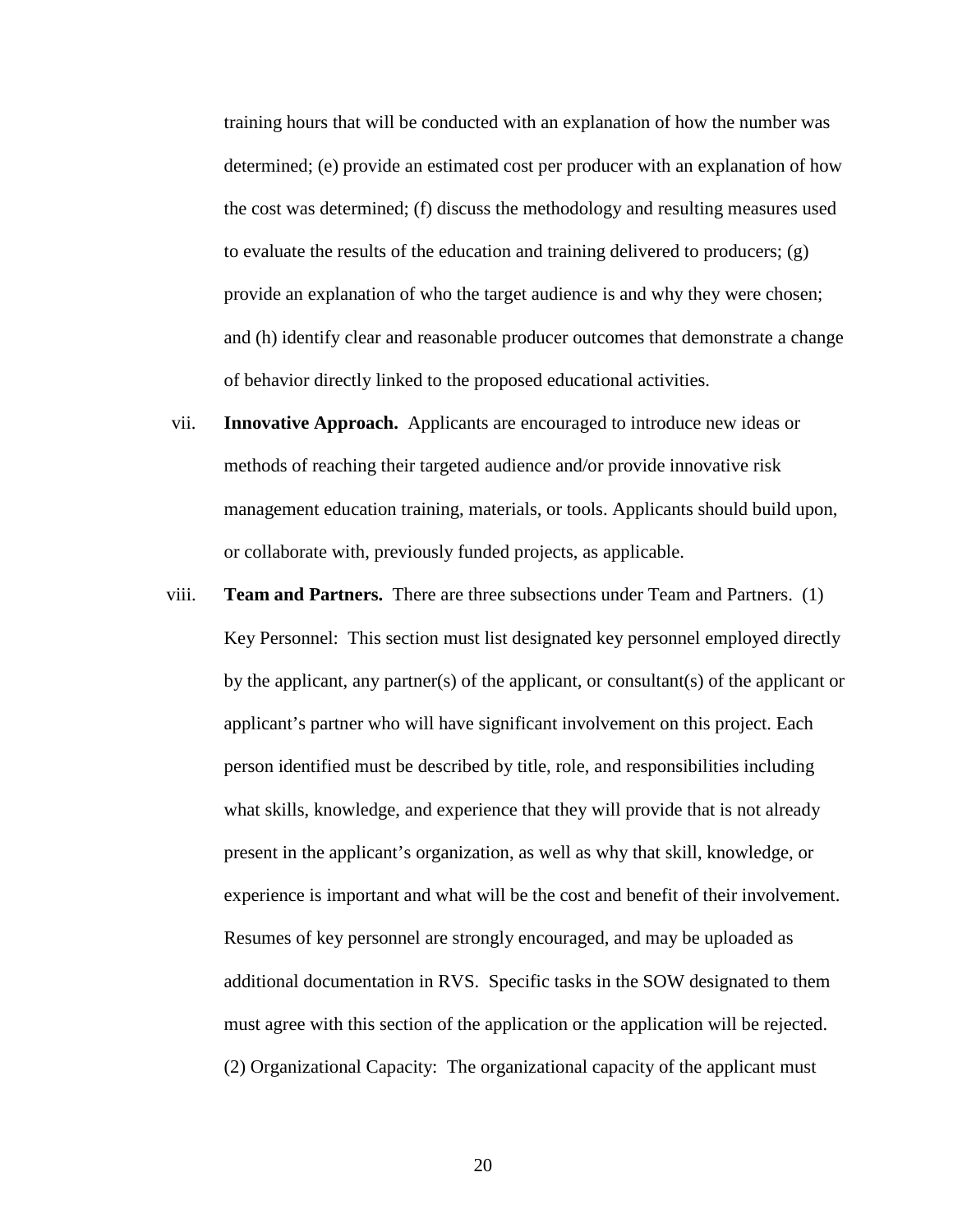training hours that will be conducted with an explanation of how the number was determined; (e) provide an estimated cost per producer with an explanation of how the cost was determined; (f) discuss the methodology and resulting measures used to evaluate the results of the education and training delivered to producers; (g) provide an explanation of who the target audience is and why they were chosen; and (h) identify clear and reasonable producer outcomes that demonstrate a change of behavior directly linked to the proposed educational activities.

vii. **Innovative Approach.** Applicants are encouraged to introduce new ideas or methods of reaching their targeted audience and/or provide innovative risk management education training, materials, or tools. Applicants should build upon, or collaborate with, previously funded projects, as applicable.

viii. **Team and Partners.** There are three subsections under Team and Partners. (1) Key Personnel: This section must list designated key personnel employed directly by the applicant, any partner(s) of the applicant, or consultant(s) of the applicant or applicant's partner who will have significant involvement on this project. Each person identified must be described by title, role, and responsibilities including what skills, knowledge, and experience that they will provide that is not already present in the applicant's organization, as well as why that skill, knowledge, or experience is important and what will be the cost and benefit of their involvement. Resumes of key personnel are strongly encouraged, and may be uploaded as additional documentation in RVS. Specific tasks in the SOW designated to them must agree with this section of the application or the application will be rejected. (2) Organizational Capacity: The organizational capacity of the applicant must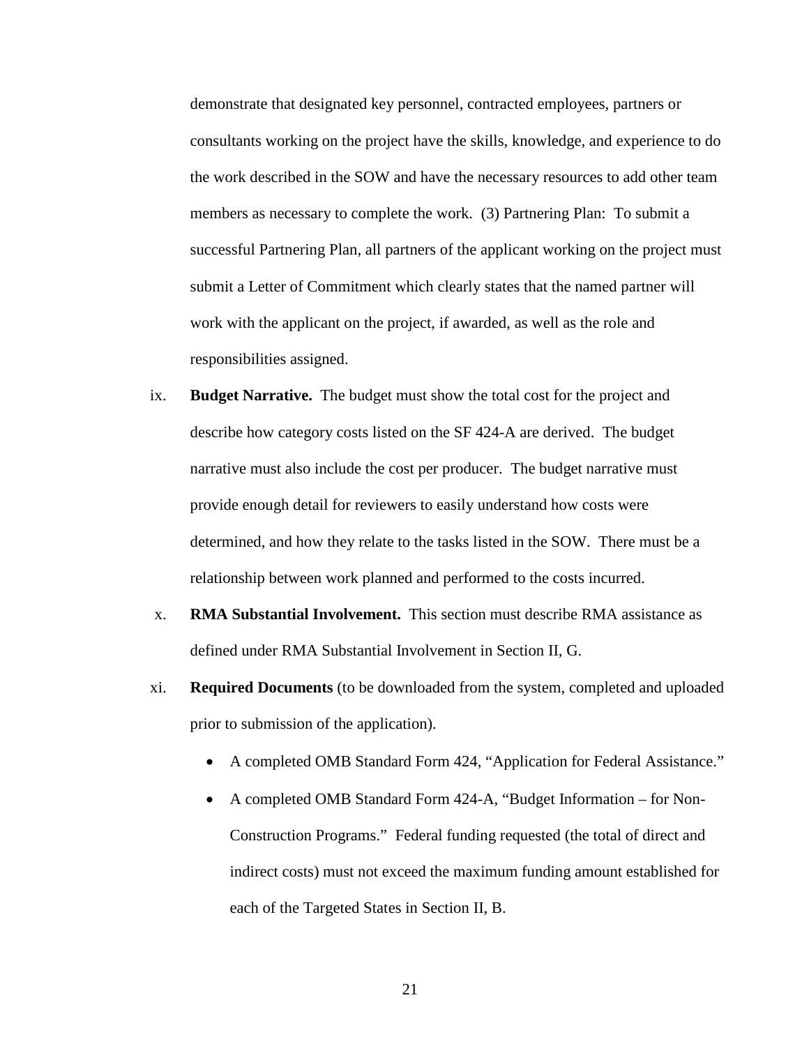demonstrate that designated key personnel, contracted employees, partners or consultants working on the project have the skills, knowledge, and experience to do the work described in the SOW and have the necessary resources to add other team members as necessary to complete the work. (3) Partnering Plan: To submit a successful Partnering Plan, all partners of the applicant working on the project must submit a Letter of Commitment which clearly states that the named partner will work with the applicant on the project, if awarded, as well as the role and responsibilities assigned.

ix. **Budget Narrative.** The budget must show the total cost for the project and describe how category costs listed on the SF 424-A are derived. The budget narrative must also include the cost per producer. The budget narrative must provide enough detail for reviewers to easily understand how costs were determined, and how they relate to the tasks listed in the SOW. There must be a relationship between work planned and performed to the costs incurred.

x. **RMA Substantial Involvement.** This section must describe RMA assistance as defined under RMA Substantial Involvement in Section II, G.

xi. **Required Documents** (to be downloaded from the system, completed and uploaded prior to submission of the application).

- A completed OMB Standard Form 424, "Application for Federal Assistance."
- A completed OMB Standard Form 424-A, "Budget Information – for Non-Construction Programs." Federal funding requested (the total of direct and indirect costs) must not exceed the maximum funding amount established for each of the Targeted States in Section II, B.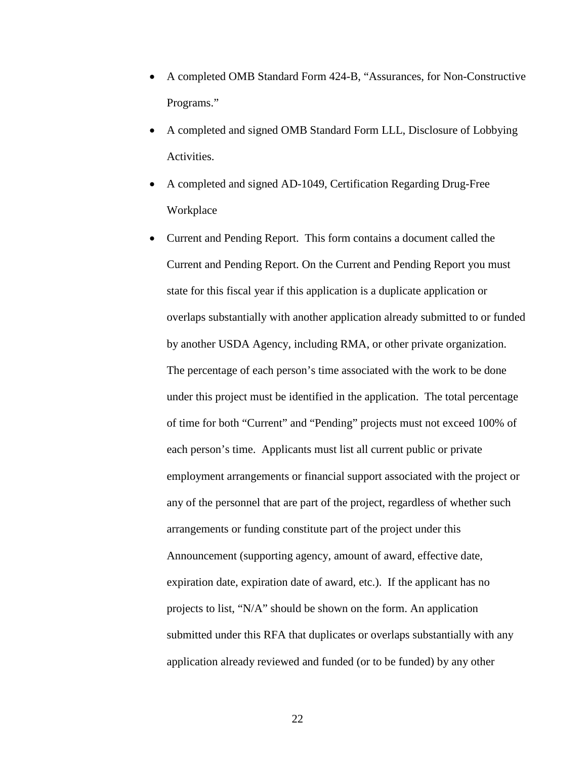- A completed OMB Standard Form 424-B, "Assurances, for Non-Constructive Programs."
- A completed and signed OMB Standard Form LLL, Disclosure of Lobbying Activities.
- A completed and signed AD-1049, Certification Regarding Drug-Free Workplace
- Current and Pending Report. This form contains a document called the Current and Pending Report. On the Current and Pending Report you must state for this fiscal year if this application is a duplicate application or overlaps substantially with another application already submitted to or funded by another USDA Agency, including RMA, or other private organization. The percentage of each person's time associated with the work to be done under this project must be identified in the application. The total percentage of time for both "Current" and "Pending" projects must not exceed 100% of each person's time. Applicants must list all current public or private employment arrangements or financial support associated with the project or any of the personnel that are part of the project, regardless of whether such arrangements or funding constitute part of the project under this Announcement (supporting agency, amount of award, effective date, expiration date, expiration date of award, etc.). If the applicant has no projects to list, "N/A" should be shown on the form. An application submitted under this RFA that duplicates or overlaps substantially with any application already reviewed and funded (or to be funded) by any other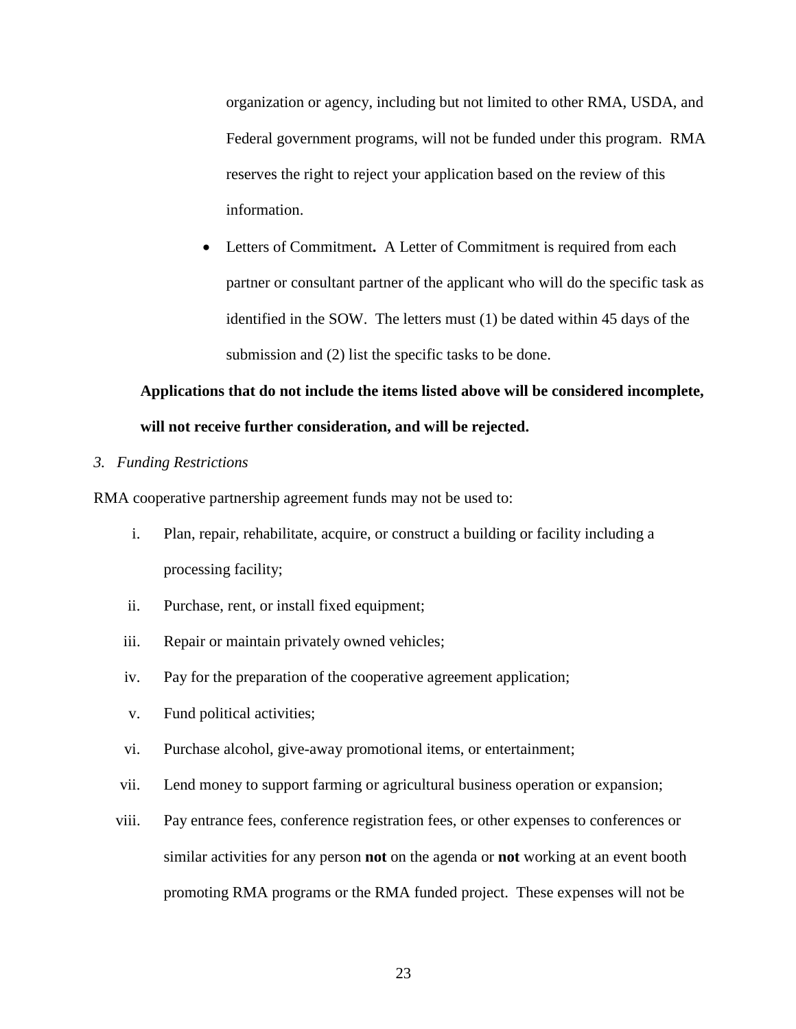organization or agency, including but not limited to other RMA, USDA, and Federal government programs, will not be funded under this program. RMA reserves the right to reject your application based on the review of this information.

- Letters of Commitment**.** A Letter of Commitment is required from each partner or consultant partner of the applicant who will do the specific task as identified in the SOW. The letters must (1) be dated within 45 days of the submission and (2) list the specific tasks to be done.

**Applications that do not include the items listed above will be considered incomplete, will not receive further consideration, and will be rejected.**

*3. Funding Restrictions*

RMA cooperative partnership agreement funds may not be used to:

i. Plan, repair, rehabilitate, acquire, or construct a building or facility including a processing facility;

ii. Purchase, rent, or install fixed equipment;

iii. Repair or maintain privately owned vehicles;

iv. Pay for the preparation of the cooperative agreement application;

v. Fund political activities;

vi. Purchase alcohol, give-away promotional items, or entertainment;

vii. Lend money to support farming or agricultural business operation or expansion;

viii. Pay entrance fees, conference registration fees, or other expenses to conferences or similar activities for any person **not** on the agenda or **not** working at an event booth promoting RMA programs or the RMA funded project. These expenses will not be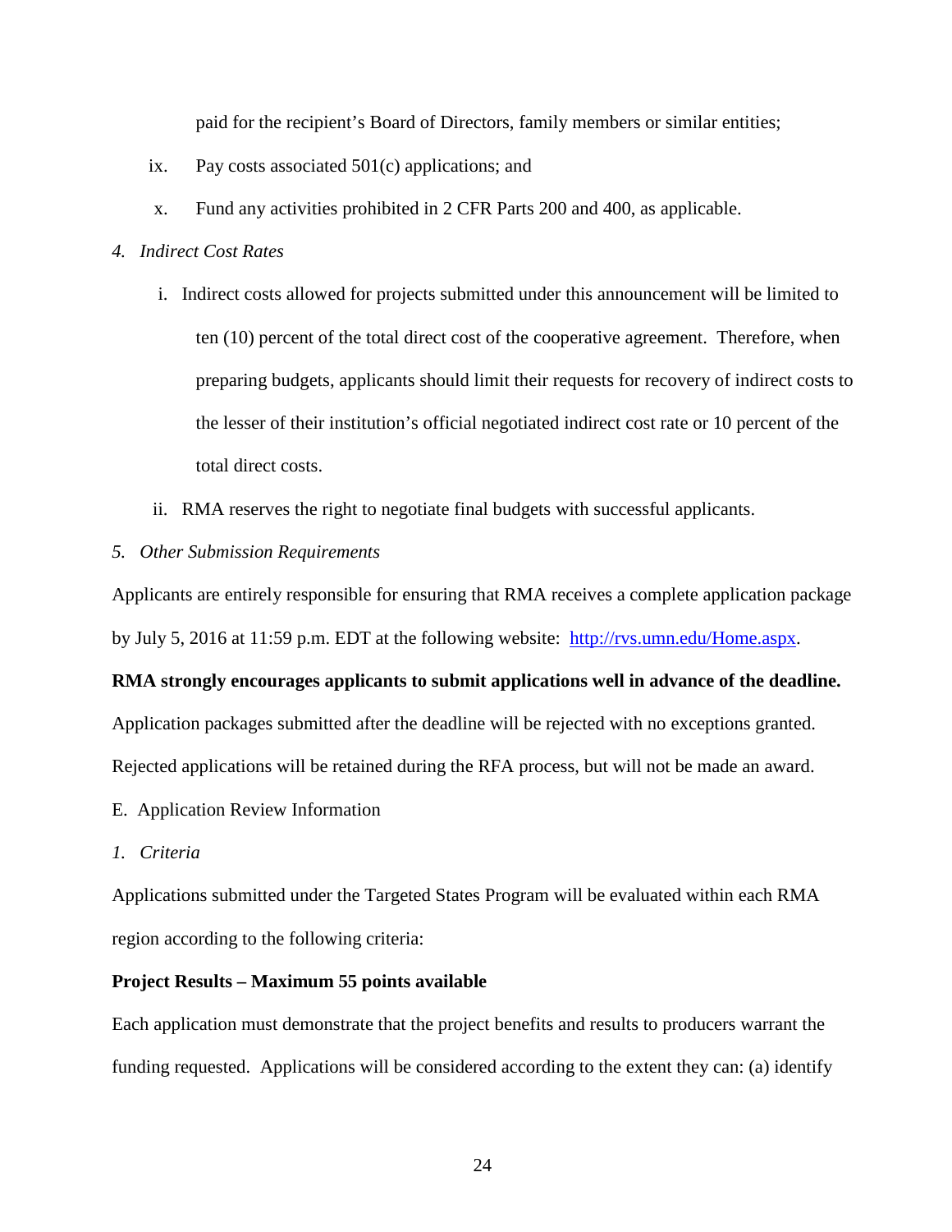paid for the recipient's Board of Directors, family members or similar entities;

ix. Pay costs associated 501(c) applications; and

x. Fund any activities prohibited in 2 CFR Parts 200 and 400, as applicable.

*4. Indirect Cost Rates*

i. Indirect costs allowed for projects submitted under this announcement will be limited to ten (10) percent of the total direct cost of the cooperative agreement. Therefore, when preparing budgets, applicants should limit their requests for recovery of indirect costs to the lesser of their institution's official negotiated indirect cost rate or 10 percent of the total direct costs.

ii. RMA reserves the right to negotiate final budgets with successful applicants.

*5. Other Submission Requirements*

Applicants are entirely responsible for ensuring that RMA receives a complete application package by July 5, 2016 at 11:59 p.m. EDT at the following website: [http://rvs.umn.edu/Home.aspx](http://rvs.umn.edu/Home.aspx).

**RMA strongly encourages applicants to submit applications well in advance of the deadline.** Application packages submitted after the deadline will be rejected with no exceptions granted. Rejected applications will be retained during the RFA process, but will not be made an award.

E. Application Review Information

*1. Criteria*

Applications submitted under the Targeted States Program will be evaluated within each RMA region according to the following criteria:

**Project Results – Maximum 55 points available**

Each application must demonstrate that the project benefits and results to producers warrant the funding requested. Applications will be considered according to the extent they can: (a) identify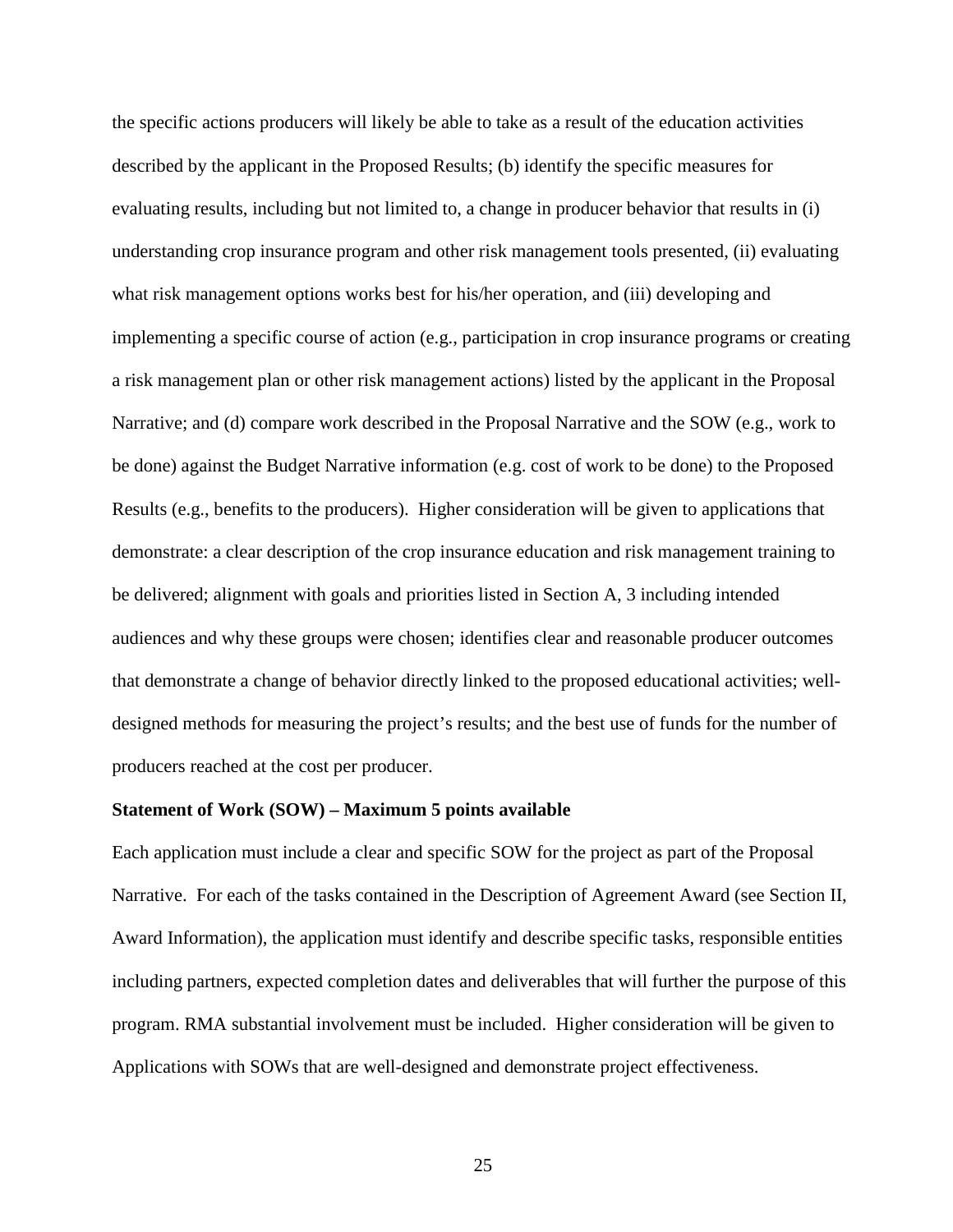the specific actions producers will likely be able to take as a result of the education activities described by the applicant in the Proposed Results; (b) identify the specific measures for evaluating results, including but not limited to, a change in producer behavior that results in (i) understanding crop insurance program and other risk management tools presented, (ii) evaluating what risk management options works best for his/her operation, and (iii) developing and implementing a specific course of action (e.g., participation in crop insurance programs or creating a risk management plan or other risk management actions) listed by the applicant in the Proposal Narrative; and (d) compare work described in the Proposal Narrative and the SOW (e.g., work to be done) against the Budget Narrative information (e.g. cost of work to be done) to the Proposed Results (e.g., benefits to the producers). Higher consideration will be given to applications that demonstrate: a clear description of the crop insurance education and risk management training to be delivered; alignment with goals and priorities listed in Section A, 3 including intended audiences and why these groups were chosen; identifies clear and reasonable producer outcomes that demonstrate a change of behavior directly linked to the proposed educational activities; well-designed methods for measuring the project's results; and the best use of funds for the number of producers reached at the cost per producer.

**Statement of Work (SOW) – Maximum 5 points available**

Each application must include a clear and specific SOW for the project as part of the Proposal Narrative. For each of the tasks contained in the Description of Agreement Award (see Section II, Award Information), the application must identify and describe specific tasks, responsible entities including partners, expected completion dates and deliverables that will further the purpose of this program. RMA substantial involvement must be included. Higher consideration will be given to Applications with SOWs that are well-designed and demonstrate project effectiveness.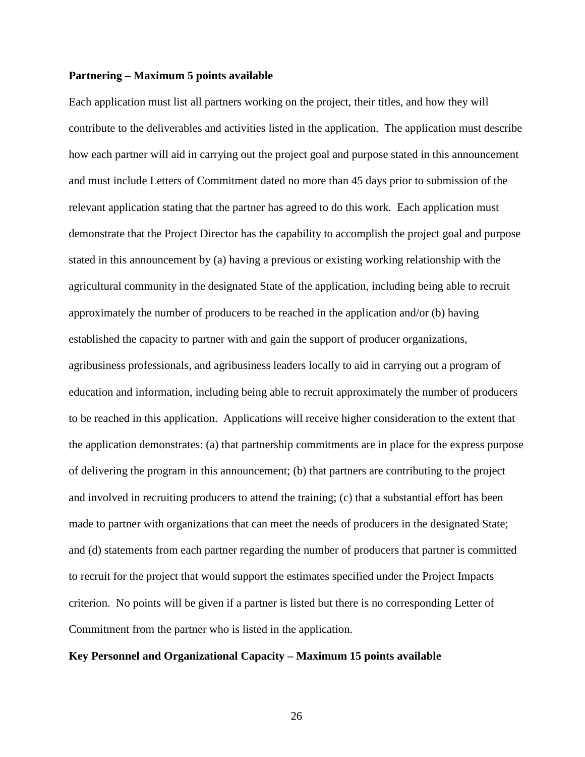**Partnering – Maximum 5 points available**

Each application must list all partners working on the project, their titles, and how they will contribute to the deliverables and activities listed in the application. The application must describe how each partner will aid in carrying out the project goal and purpose stated in this announcement and must include Letters of Commitment dated no more than 45 days prior to submission of the relevant application stating that the partner has agreed to do this work. Each application must demonstrate that the Project Director has the capability to accomplish the project goal and purpose stated in this announcement by (a) having a previous or existing working relationship with the agricultural community in the designated State of the application, including being able to recruit approximately the number of producers to be reached in the application and/or (b) having established the capacity to partner with and gain the support of producer organizations, agribusiness professionals, and agribusiness leaders locally to aid in carrying out a program of education and information, including being able to recruit approximately the number of producers to be reached in this application. Applications will receive higher consideration to the extent that the application demonstrates: (a) that partnership commitments are in place for the express purpose of delivering the program in this announcement; (b) that partners are contributing to the project and involved in recruiting producers to attend the training; (c) that a substantial effort has been made to partner with organizations that can meet the needs of producers in the designated State; and (d) statements from each partner regarding the number of producers that partner is committed to recruit for the project that would support the estimates specified under the Project Impacts criterion. No points will be given if a partner is listed but there is no corresponding Letter of Commitment from the partner who is listed in the application.

**Key Personnel and Organizational Capacity – Maximum 15 points available**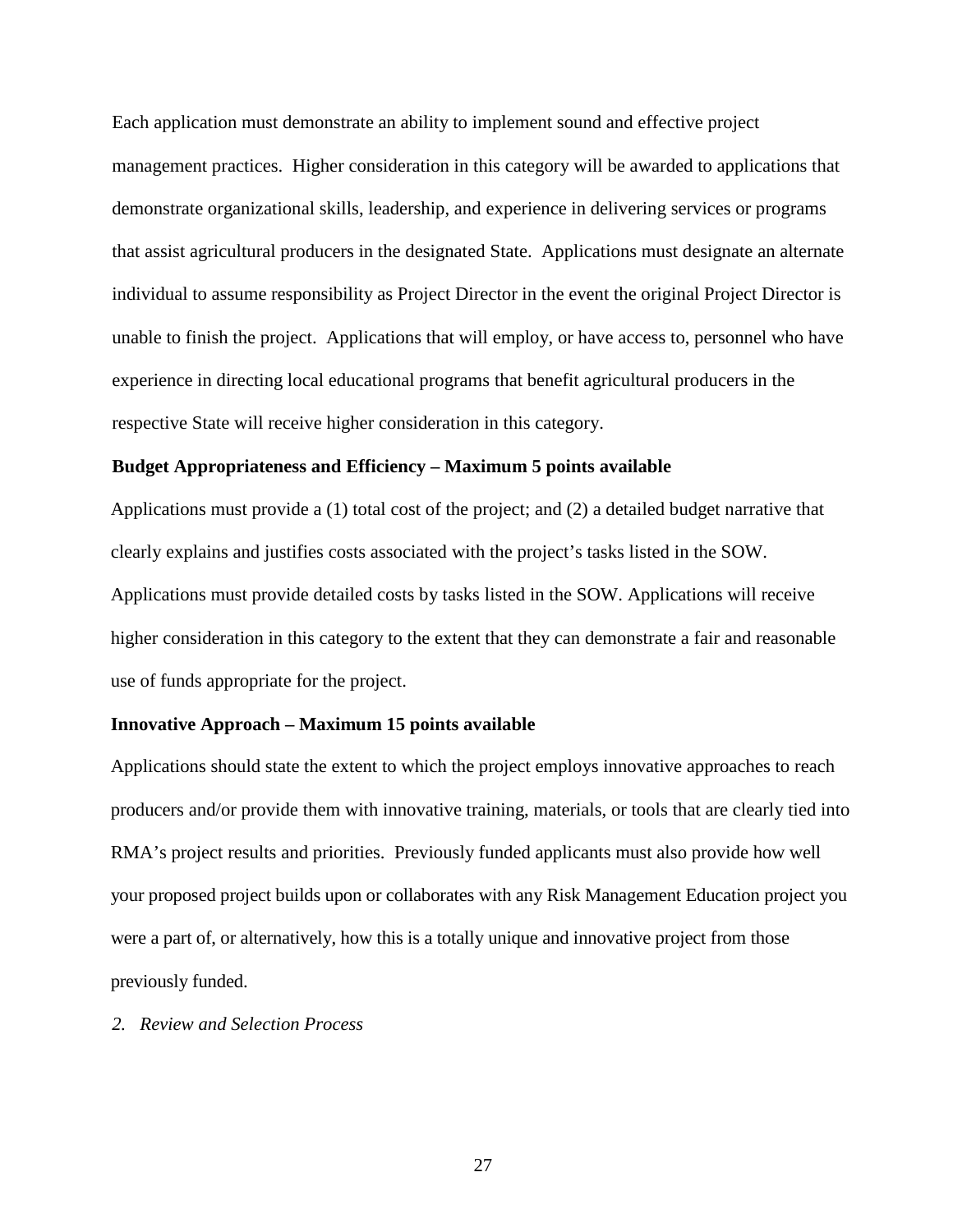Each application must demonstrate an ability to implement sound and effective project management practices. Higher consideration in this category will be awarded to applications that demonstrate organizational skills, leadership, and experience in delivering services or programs that assist agricultural producers in the designated State. Applications must designate an alternate individual to assume responsibility as Project Director in the event the original Project Director is unable to finish the project. Applications that will employ, or have access to, personnel who have experience in directing local educational programs that benefit agricultural producers in the respective State will receive higher consideration in this category.

**Budget Appropriateness and Efficiency – Maximum 5 points available**

Applications must provide a (1) total cost of the project; and (2) a detailed budget narrative that clearly explains and justifies costs associated with the project's tasks listed in the SOW. Applications must provide detailed costs by tasks listed in the SOW. Applications will receive higher consideration in this category to the extent that they can demonstrate a fair and reasonable use of funds appropriate for the project.

**Innovative Approach – Maximum 15 points available**

Applications should state the extent to which the project employs innovative approaches to reach producers and/or provide them with innovative training, materials, or tools that are clearly tied into RMA's project results and priorities. Previously funded applicants must also provide how well your proposed project builds upon or collaborates with any Risk Management Education project you were a part of, or alternatively, how this is a totally unique and innovative project from those previously funded.

*2. Review and Selection Process*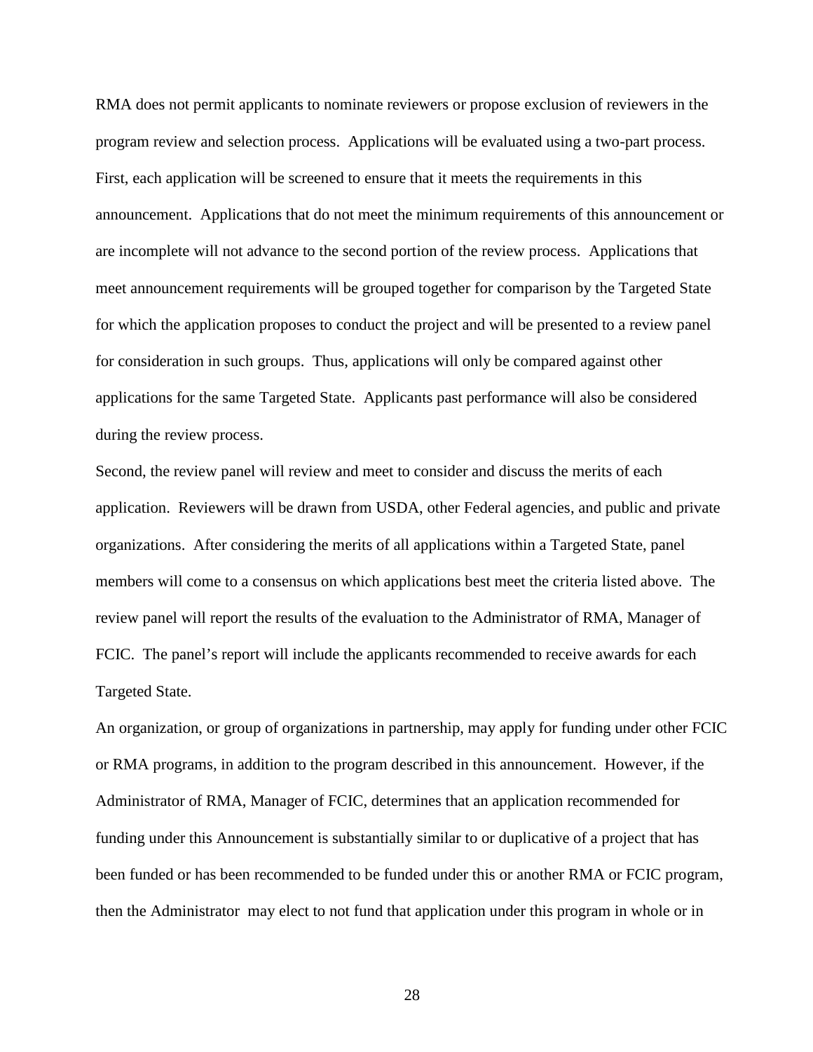RMA does not permit applicants to nominate reviewers or propose exclusion of reviewers in the program review and selection process. Applications will be evaluated using a two-part process. First, each application will be screened to ensure that it meets the requirements in this announcement. Applications that do not meet the minimum requirements of this announcement or are incomplete will not advance to the second portion of the review process. Applications that meet announcement requirements will be grouped together for comparison by the Targeted State for which the application proposes to conduct the project and will be presented to a review panel for consideration in such groups. Thus, applications will only be compared against other applications for the same Targeted State. Applicants past performance will also be considered during the review process.

Second, the review panel will review and meet to consider and discuss the merits of each application. Reviewers will be drawn from USDA, other Federal agencies, and public and private organizations. After considering the merits of all applications within a Targeted State, panel members will come to a consensus on which applications best meet the criteria listed above. The review panel will report the results of the evaluation to the Administrator of RMA, Manager of FCIC. The panel's report will include the applicants recommended to receive awards for each Targeted State.

An organization, or group of organizations in partnership, may apply for funding under other FCIC or RMA programs, in addition to the program described in this announcement. However, if the Administrator of RMA, Manager of FCIC, determines that an application recommended for funding under this Announcement is substantially similar to or duplicative of a project that has been funded or has been recommended to be funded under this or another RMA or FCIC program, then the Administrator may elect to not fund that application under this program in whole or in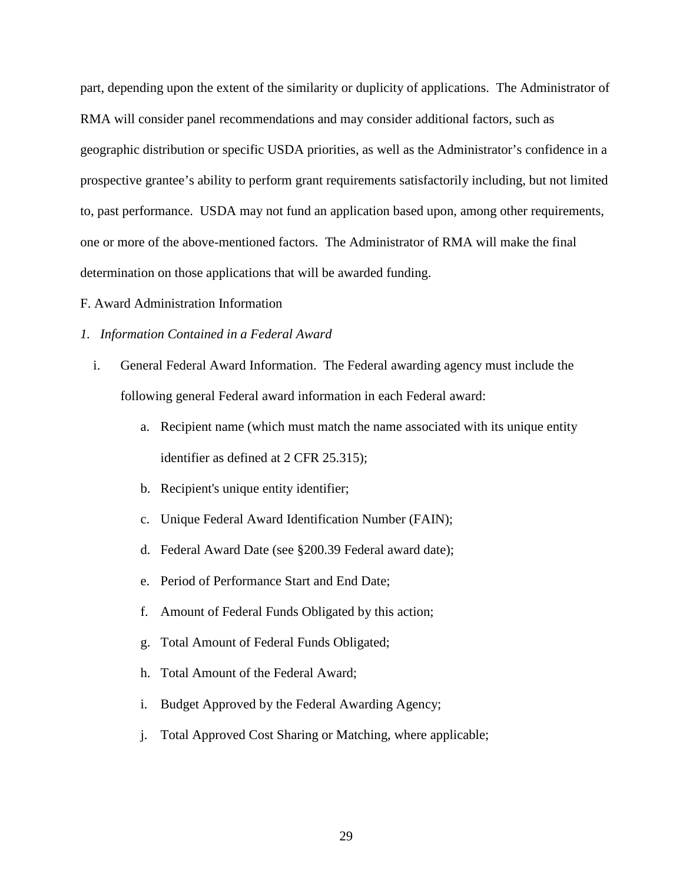part, depending upon the extent of the similarity or duplicity of applications. The Administrator of RMA will consider panel recommendations and may consider additional factors, such as geographic distribution or specific USDA priorities, as well as the Administrator's confidence in a prospective grantee's ability to perform grant requirements satisfactorily including, but not limited to, past performance. USDA may not fund an application based upon, among other requirements, one or more of the above-mentioned factors. The Administrator of RMA will make the final determination on those applications that will be awarded funding.

F. Award Administration Information

*1. Information Contained in a Federal Award*

i. General Federal Award Information. The Federal awarding agency must include the following general Federal award information in each Federal award:

   a. Recipient name (which must match the name associated with its unique entity identifier as defined at 2 CFR 25.315);

   b. Recipient's unique entity identifier;

   c. Unique Federal Award Identification Number (FAIN);

   d. Federal Award Date (see §200.39 Federal award date);

   e. Period of Performance Start and End Date;

   f. Amount of Federal Funds Obligated by this action;

   g. Total Amount of Federal Funds Obligated;

   h. Total Amount of the Federal Award;

   i. Budget Approved by the Federal Awarding Agency;

   j. Total Approved Cost Sharing or Matching, where applicable;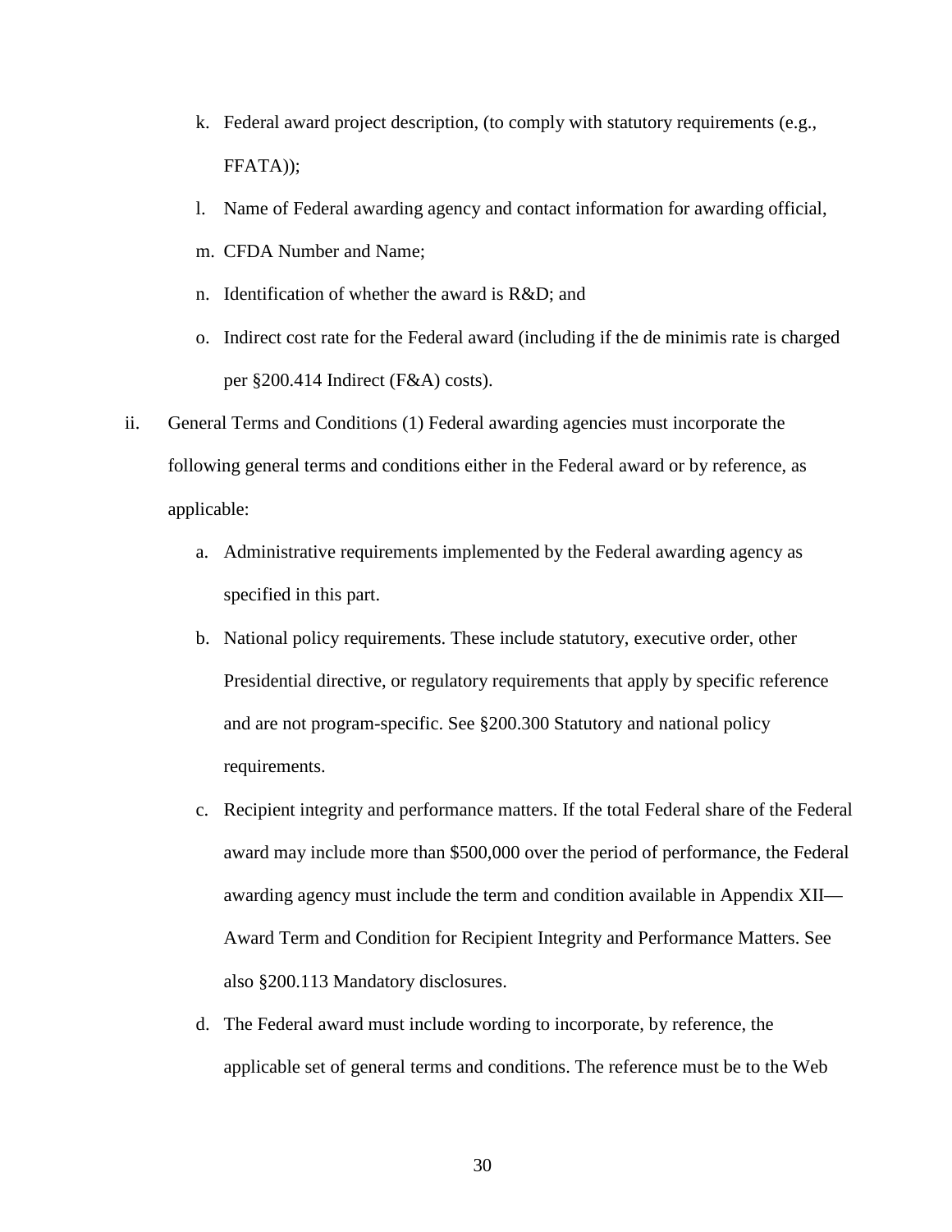k. Federal award project description, (to comply with statutory requirements (e.g., FFATA));

l. Name of Federal awarding agency and contact information for awarding official,

m. CFDA Number and Name;

n. Identification of whether the award is R&D; and

o. Indirect cost rate for the Federal award (including if the de minimis rate is charged per §200.414 Indirect (F&A) costs).

ii. General Terms and Conditions (1) Federal awarding agencies must incorporate the following general terms and conditions either in the Federal award or by reference, as applicable:

   a. Administrative requirements implemented by the Federal awarding agency as specified in this part.

   b. National policy requirements. These include statutory, executive order, other Presidential directive, or regulatory requirements that apply by specific reference and are not program-specific. See §200.300 Statutory and national policy requirements.

   c. Recipient integrity and performance matters. If the total Federal share of the Federal award may include more than $500,000 over the period of performance, the Federal awarding agency must include the term and condition available in Appendix XII—Award Term and Condition for Recipient Integrity and Performance Matters. See also §200.113 Mandatory disclosures.

   d. The Federal award must include wording to incorporate, by reference, the applicable set of general terms and conditions. The reference must be to the Web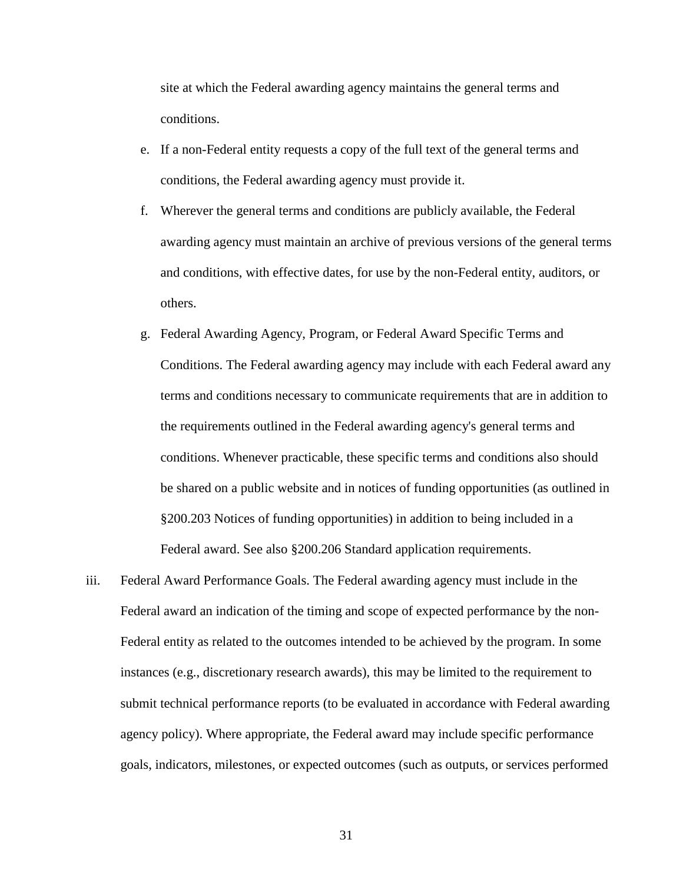site at which the Federal awarding agency maintains the general terms and conditions.

e. If a non-Federal entity requests a copy of the full text of the general terms and conditions, the Federal awarding agency must provide it.

f. Wherever the general terms and conditions are publicly available, the Federal awarding agency must maintain an archive of previous versions of the general terms and conditions, with effective dates, for use by the non-Federal entity, auditors, or others.

g. Federal Awarding Agency, Program, or Federal Award Specific Terms and Conditions. The Federal awarding agency may include with each Federal award any terms and conditions necessary to communicate requirements that are in addition to the requirements outlined in the Federal awarding agency's general terms and conditions. Whenever practicable, these specific terms and conditions also should be shared on a public website and in notices of funding opportunities (as outlined in §200.203 Notices of funding opportunities) in addition to being included in a Federal award. See also §200.206 Standard application requirements.

iii. Federal Award Performance Goals. The Federal awarding agency must include in the Federal award an indication of the timing and scope of expected performance by the non-Federal entity as related to the outcomes intended to be achieved by the program. In some instances (e.g., discretionary research awards), this may be limited to the requirement to submit technical performance reports (to be evaluated in accordance with Federal awarding agency policy). Where appropriate, the Federal award may include specific performance goals, indicators, milestones, or expected outcomes (such as outputs, or services performed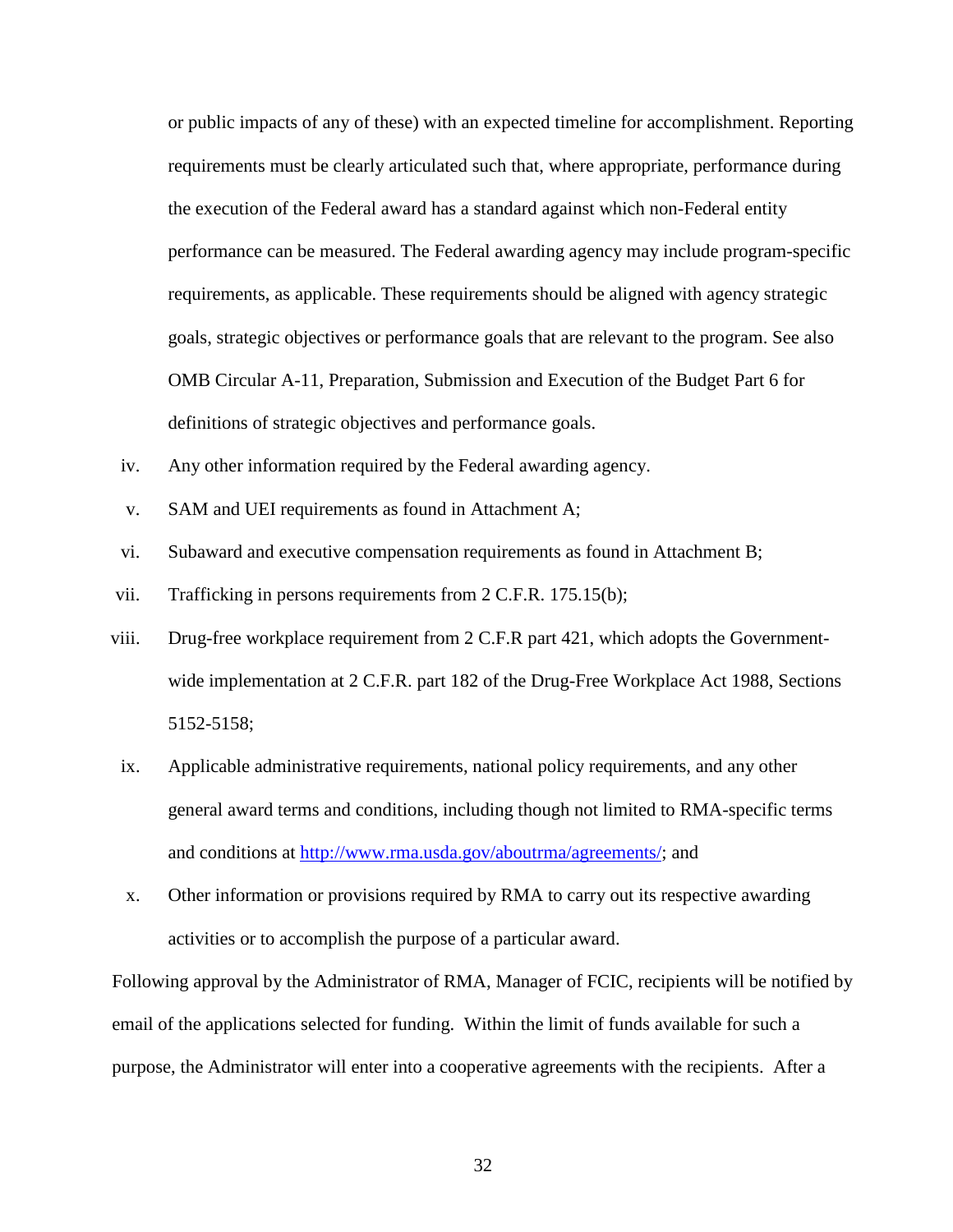or public impacts of any of these) with an expected timeline for accomplishment. Reporting requirements must be clearly articulated such that, where appropriate, performance during the execution of the Federal award has a standard against which non-Federal entity performance can be measured. The Federal awarding agency may include program-specific requirements, as applicable. These requirements should be aligned with agency strategic goals, strategic objectives or performance goals that are relevant to the program. See also OMB Circular A-11, Preparation, Submission and Execution of the Budget Part 6 for definitions of strategic objectives and performance goals.

iv. Any other information required by the Federal awarding agency.

v. SAM and UEI requirements as found in Attachment A;

vi. Subaward and executive compensation requirements as found in Attachment B;

vii. Trafficking in persons requirements from 2 C.F.R. 175.15(b);

viii. Drug-free workplace requirement from 2 C.F.R part 421, which adopts the Government-wide implementation at 2 C.F.R. part 182 of the Drug-Free Workplace Act 1988, Sections 5152-5158;

ix. Applicable administrative requirements, national policy requirements, and any other general award terms and conditions, including though not limited to RMA-specific terms and conditions at [http://www.rma.usda.gov/aboutrma/agreements/](http://www.rma.usda.gov/aboutrma/agreements/); and

x. Other information or provisions required by RMA to carry out its respective awarding activities or to accomplish the purpose of a particular award.

Following approval by the Administrator of RMA, Manager of FCIC, recipients will be notified by email of the applications selected for funding. Within the limit of funds available for such a purpose, the Administrator will enter into a cooperative agreements with the recipients. After a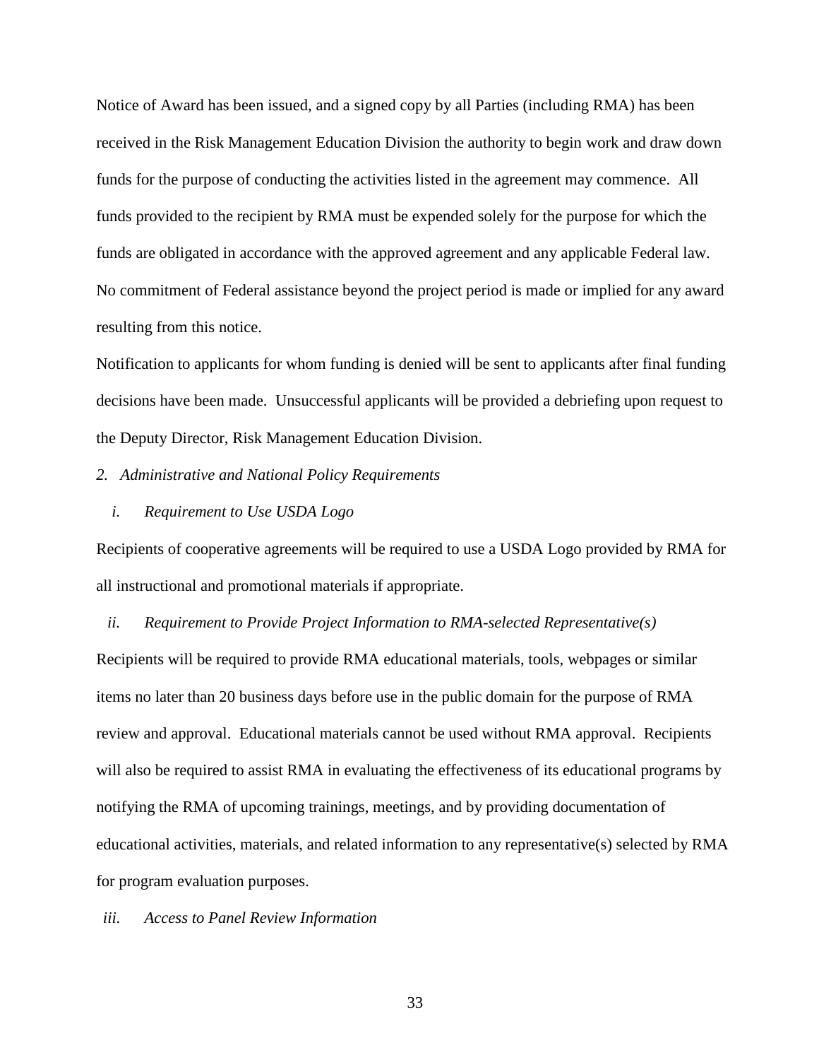Notice of Award has been issued, and a signed copy by all Parties (including RMA) has been received in the Risk Management Education Division the authority to begin work and draw down funds for the purpose of conducting the activities listed in the agreement may commence. All funds provided to the recipient by RMA must be expended solely for the purpose for which the funds are obligated in accordance with the approved agreement and any applicable Federal law. No commitment of Federal assistance beyond the project period is made or implied for any award resulting from this notice.

Notification to applicants for whom funding is denied will be sent to applicants after final funding decisions have been made. Unsuccessful applicants will be provided a debriefing upon request to the Deputy Director, Risk Management Education Division.

*2. Administrative and National Policy Requirements*

*i. Requirement to Use USDA Logo*

Recipients of cooperative agreements will be required to use a USDA Logo provided by RMA for all instructional and promotional materials if appropriate.

*ii. Requirement to Provide Project Information to RMA-selected Representative(s)*

Recipients will be required to provide RMA educational materials, tools, webpages or similar items no later than 20 business days before use in the public domain for the purpose of RMA review and approval. Educational materials cannot be used without RMA approval. Recipients will also be required to assist RMA in evaluating the effectiveness of its educational programs by notifying the RMA of upcoming trainings, meetings, and by providing documentation of educational activities, materials, and related information to any representative(s) selected by RMA for program evaluation purposes.

*iii. Access to Panel Review Information*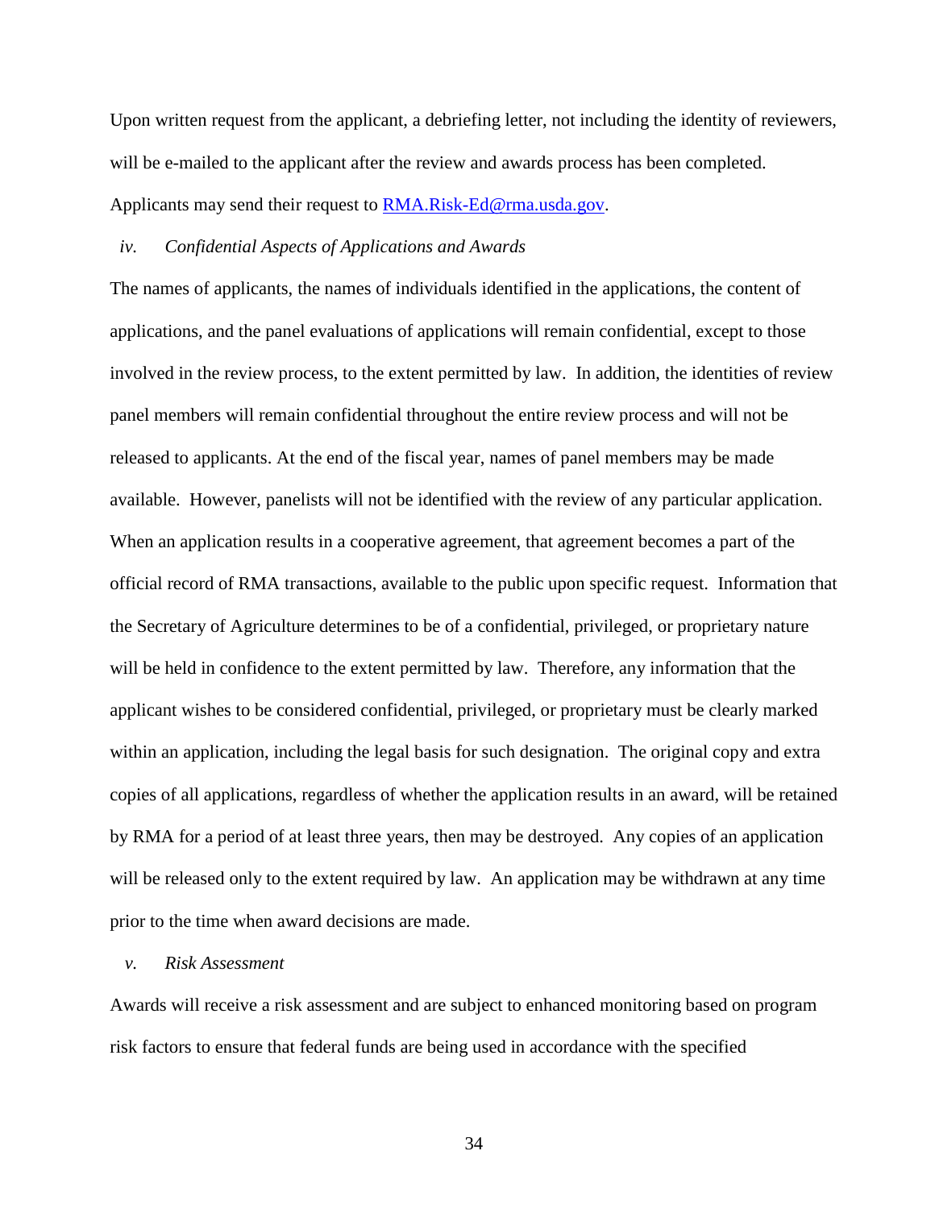Upon written request from the applicant, a debriefing letter, not including the identity of reviewers, will be e-mailed to the applicant after the review and awards process has been completed. Applicants may send their request to [RMA.Risk-Ed@rma.usda.gov](mailto:RMA.Risk-Ed@rma.usda.gov).

#### *iv. Confidential Aspects of Applications and Awards*

The names of applicants, the names of individuals identified in the applications, the content of applications, and the panel evaluations of applications will remain confidential, except to those involved in the review process, to the extent permitted by law. In addition, the identities of review panel members will remain confidential throughout the entire review process and will not be released to applicants. At the end of the fiscal year, names of panel members may be made available. However, panelists will not be identified with the review of any particular application. When an application results in a cooperative agreement, that agreement becomes a part of the official record of RMA transactions, available to the public upon specific request. Information that the Secretary of Agriculture determines to be of a confidential, privileged, or proprietary nature will be held in confidence to the extent permitted by law. Therefore, any information that the applicant wishes to be considered confidential, privileged, or proprietary must be clearly marked within an application, including the legal basis for such designation. The original copy and extra copies of all applications, regardless of whether the application results in an award, will be retained by RMA for a period of at least three years, then may be destroyed. Any copies of an application will be released only to the extent required by law. An application may be withdrawn at any time prior to the time when award decisions are made.

#### *v. Risk Assessment*

Awards will receive a risk assessment and are subject to enhanced monitoring based on program risk factors to ensure that federal funds are being used in accordance with the specified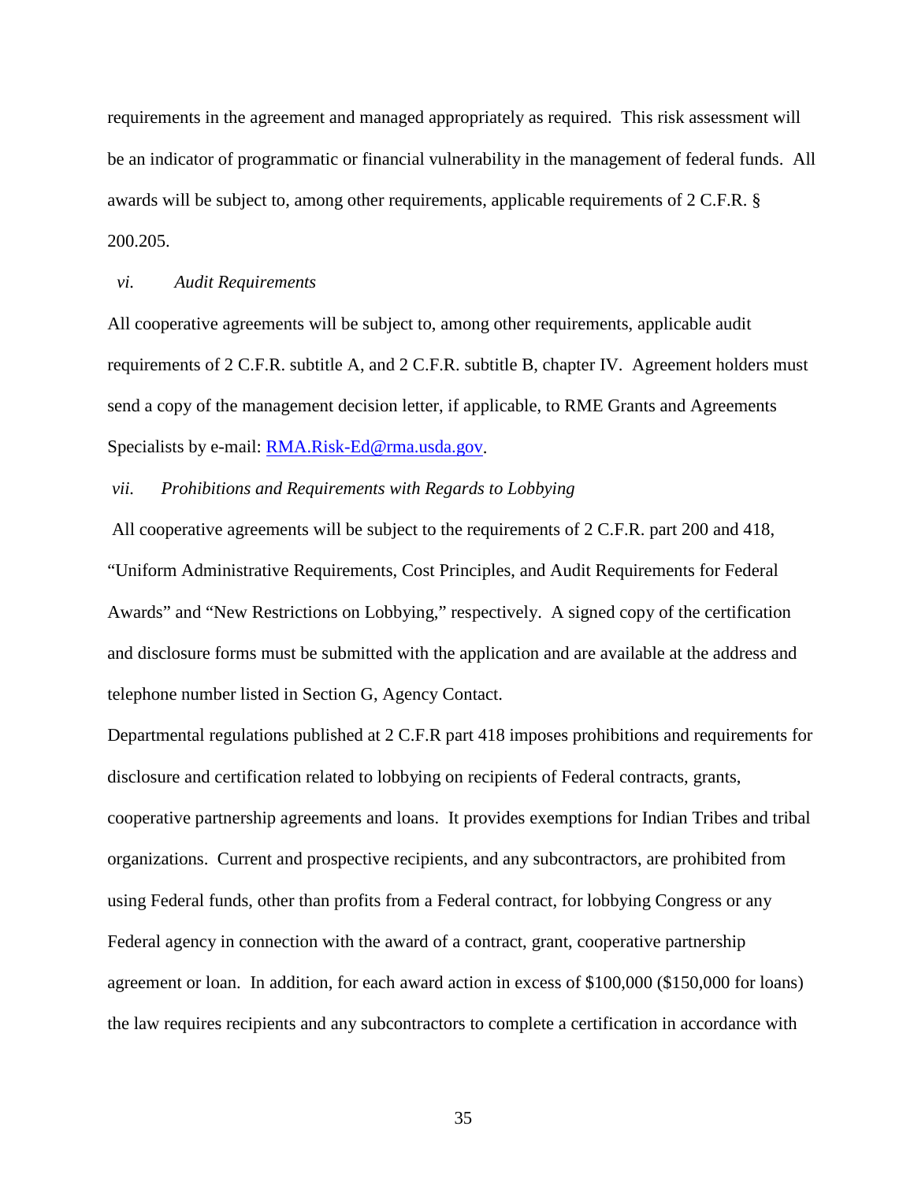requirements in the agreement and managed appropriately as required. This risk assessment will be an indicator of programmatic or financial vulnerability in the management of federal funds. All awards will be subject to, among other requirements, applicable requirements of 2 C.F.R. § 200.205.

*vi. Audit Requirements*

All cooperative agreements will be subject to, among other requirements, applicable audit requirements of 2 C.F.R. subtitle A, and 2 C.F.R. subtitle B, chapter IV. Agreement holders must send a copy of the management decision letter, if applicable, to RME Grants and Agreements Specialists by e-mail: [RMA.Risk-Ed@rma.usda.gov](mailto:RMA.Risk-Ed@rma.usda.gov).

*vii. Prohibitions and Requirements with Regards to Lobbying*

All cooperative agreements will be subject to the requirements of 2 C.F.R. part 200 and 418, "Uniform Administrative Requirements, Cost Principles, and Audit Requirements for Federal Awards" and "New Restrictions on Lobbying," respectively. A signed copy of the certification and disclosure forms must be submitted with the application and are available at the address and telephone number listed in Section G, Agency Contact.

Departmental regulations published at 2 C.F.R part 418 imposes prohibitions and requirements for disclosure and certification related to lobbying on recipients of Federal contracts, grants, cooperative partnership agreements and loans. It provides exemptions for Indian Tribes and tribal organizations. Current and prospective recipients, and any subcontractors, are prohibited from using Federal funds, other than profits from a Federal contract, for lobbying Congress or any Federal agency in connection with the award of a contract, grant, cooperative partnership agreement or loan. In addition, for each award action in excess of $100,000 ($150,000 for loans) the law requires recipients and any subcontractors to complete a certification in accordance with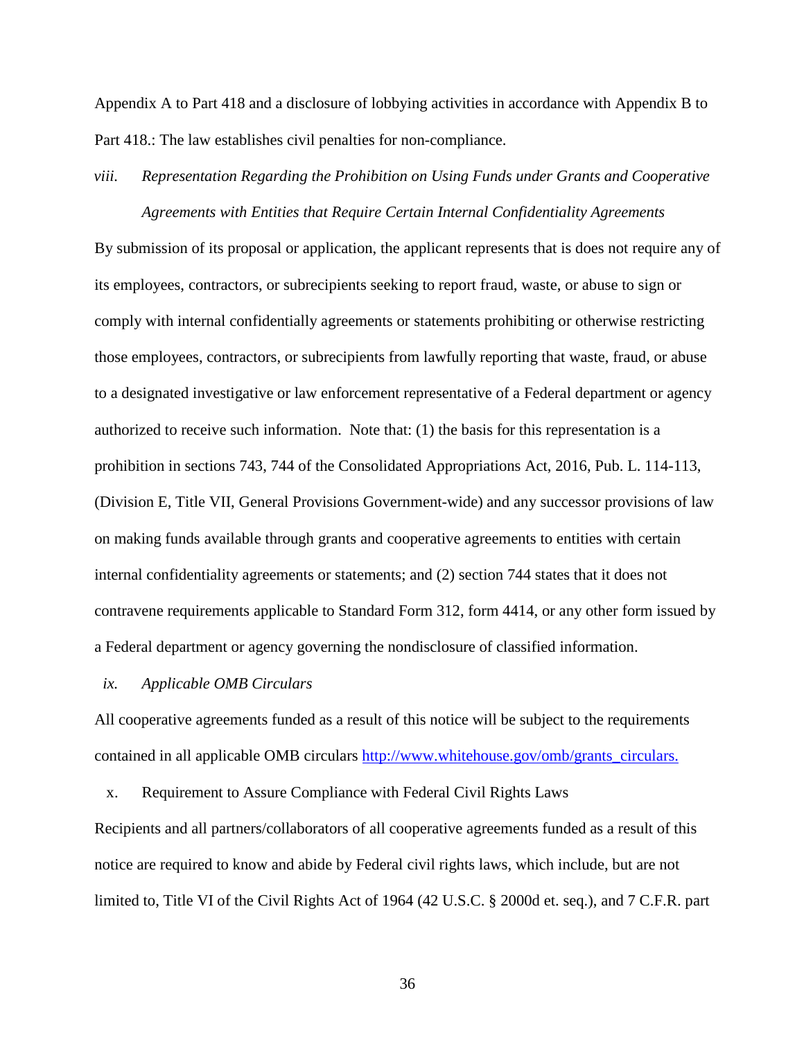Appendix A to Part 418 and a disclosure of lobbying activities in accordance with Appendix B to Part 418.: The law establishes civil penalties for non-compliance.

*viii. Representation Regarding the Prohibition on Using Funds under Grants and Cooperative Agreements with Entities that Require Certain Internal Confidentiality Agreements*

By submission of its proposal or application, the applicant represents that is does not require any of its employees, contractors, or subrecipients seeking to report fraud, waste, or abuse to sign or comply with internal confidentially agreements or statements prohibiting or otherwise restricting those employees, contractors, or subrecipients from lawfully reporting that waste, fraud, or abuse to a designated investigative or law enforcement representative of a Federal department or agency authorized to receive such information. Note that: (1) the basis for this representation is a prohibition in sections 743, 744 of the Consolidated Appropriations Act, 2016, Pub. L. 114-113, (Division E, Title VII, General Provisions Government-wide) and any successor provisions of law on making funds available through grants and cooperative agreements to entities with certain internal confidentiality agreements or statements; and (2) section 744 states that it does not contravene requirements applicable to Standard Form 312, form 4414, or any other form issued by a Federal department or agency governing the nondisclosure of classified information.

*ix. Applicable OMB Circulars*

All cooperative agreements funded as a result of this notice will be subject to the requirements contained in all applicable OMB circulars [http://www.whitehouse.gov/omb/grants_circulars.](http://www.whitehouse.gov/omb/grants_circulars)

x. Requirement to Assure Compliance with Federal Civil Rights Laws

Recipients and all partners/collaborators of all cooperative agreements funded as a result of this notice are required to know and abide by Federal civil rights laws, which include, but are not limited to, Title VI of the Civil Rights Act of 1964 (42 U.S.C. § 2000d et. seq.), and 7 C.F.R. part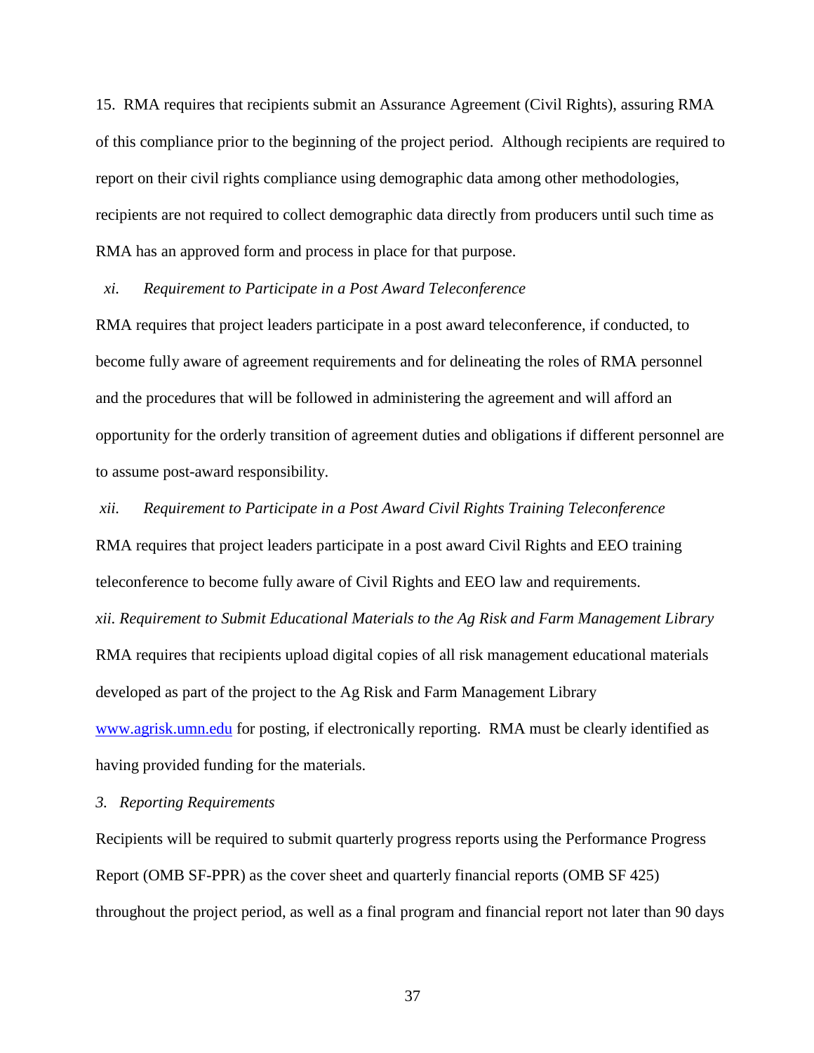15. RMA requires that recipients submit an Assurance Agreement (Civil Rights), assuring RMA of this compliance prior to the beginning of the project period. Although recipients are required to report on their civil rights compliance using demographic data among other methodologies, recipients are not required to collect demographic data directly from producers until such time as RMA has an approved form and process in place for that purpose.

*xi. Requirement to Participate in a Post Award Teleconference*

RMA requires that project leaders participate in a post award teleconference, if conducted, to become fully aware of agreement requirements and for delineating the roles of RMA personnel and the procedures that will be followed in administering the agreement and will afford an opportunity for the orderly transition of agreement duties and obligations if different personnel are to assume post-award responsibility.

*xii. Requirement to Participate in a Post Award Civil Rights Training Teleconference*

RMA requires that project leaders participate in a post award Civil Rights and EEO training teleconference to become fully aware of Civil Rights and EEO law and requirements.

*xii. Requirement to Submit Educational Materials to the Ag Risk and Farm Management Library*

RMA requires that recipients upload digital copies of all risk management educational materials developed as part of the project to the Ag Risk and Farm Management Library [www.agrisk.umn.edu](http://www.agrisk.umn.edu) for posting, if electronically reporting. RMA must be clearly identified as having provided funding for the materials.

*3. Reporting Requirements*

Recipients will be required to submit quarterly progress reports using the Performance Progress Report (OMB SF-PPR) as the cover sheet and quarterly financial reports (OMB SF 425) throughout the project period, as well as a final program and financial report not later than 90 days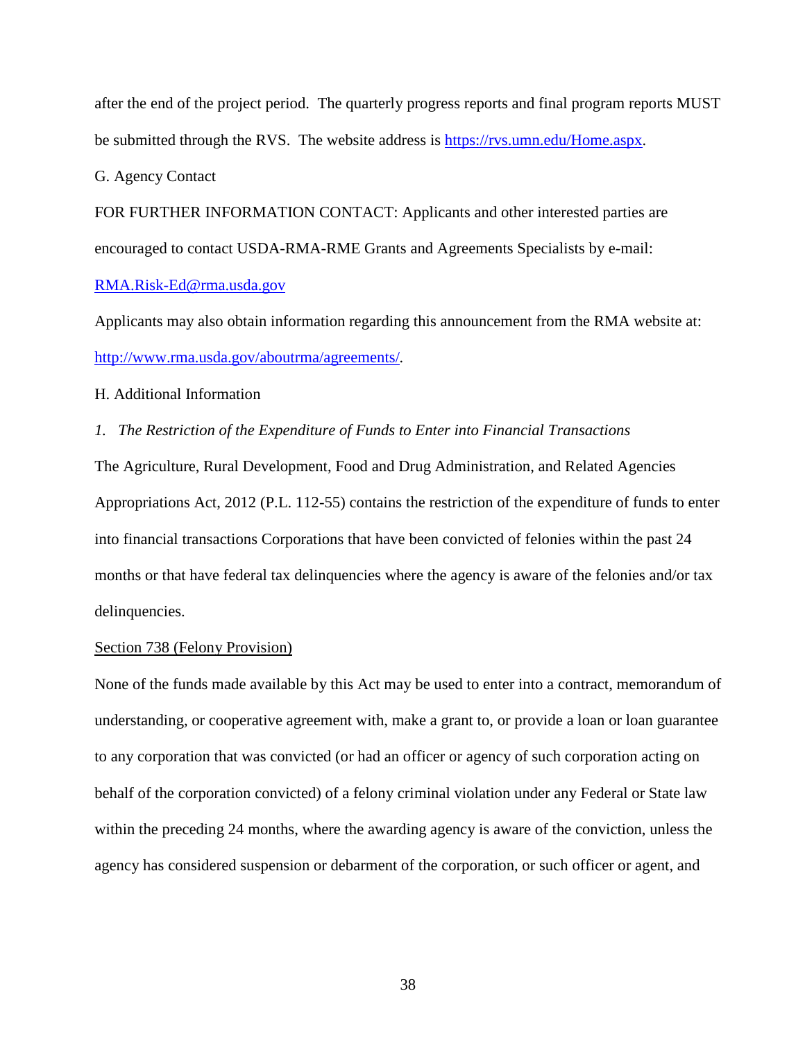after the end of the project period. The quarterly progress reports and final program reports MUST be submitted through the RVS. The website address is [https://rvs.umn.edu/Home.aspx](https://rvs.umn.edu/Home.aspx).

G. Agency Contact

FOR FURTHER INFORMATION CONTACT: Applicants and other interested parties are encouraged to contact USDA-RMA-RME Grants and Agreements Specialists by e-mail: [RMA.Risk-Ed@rma.usda.gov](mailto:RMA.Risk-Ed@rma.usda.gov)

Applicants may also obtain information regarding this announcement from the RMA website at: [http://www.rma.usda.gov/aboutrma/agreements/](http://www.rma.usda.gov/aboutrma/agreements/).

H. Additional Information

*1. The Restriction of the Expenditure of Funds to Enter into Financial Transactions*

The Agriculture, Rural Development, Food and Drug Administration, and Related Agencies Appropriations Act, 2012 (P.L. 112-55) contains the restriction of the expenditure of funds to enter into financial transactions Corporations that have been convicted of felonies within the past 24 months or that have federal tax delinquencies where the agency is aware of the felonies and/or tax delinquencies.

<u>Section 738 (Felony Provision)</u>

None of the funds made available by this Act may be used to enter into a contract, memorandum of understanding, or cooperative agreement with, make a grant to, or provide a loan or loan guarantee to any corporation that was convicted (or had an officer or agency of such corporation acting on behalf of the corporation convicted) of a felony criminal violation under any Federal or State law within the preceding 24 months, where the awarding agency is aware of the conviction, unless the agency has considered suspension or debarment of the corporation, or such officer or agent, and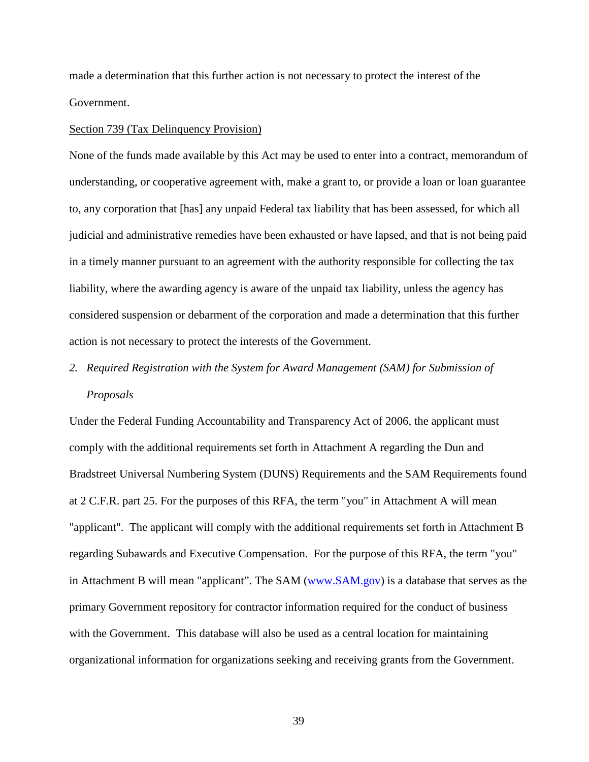made a determination that this further action is not necessary to protect the interest of the Government.

<u>Section 739 (Tax Delinquency Provision)</u>

None of the funds made available by this Act may be used to enter into a contract, memorandum of understanding, or cooperative agreement with, make a grant to, or provide a loan or loan guarantee to, any corporation that [has] any unpaid Federal tax liability that has been assessed, for which all judicial and administrative remedies have been exhausted or have lapsed, and that is not being paid in a timely manner pursuant to an agreement with the authority responsible for collecting the tax liability, where the awarding agency is aware of the unpaid tax liability, unless the agency has considered suspension or debarment of the corporation and made a determination that this further action is not necessary to protect the interests of the Government.

2. *Required Registration with the System for Award Management (SAM) for Submission of Proposals*

Under the Federal Funding Accountability and Transparency Act of 2006, the applicant must comply with the additional requirements set forth in Attachment A regarding the Dun and Bradstreet Universal Numbering System (DUNS) Requirements and the SAM Requirements found at 2 C.F.R. part 25. For the purposes of this RFA, the term "you" in Attachment A will mean "applicant". The applicant will comply with the additional requirements set forth in Attachment B regarding Subawards and Executive Compensation. For the purpose of this RFA, the term "you" in Attachment B will mean "applicant". The SAM ([www.SAM.gov](www.SAM.gov)) is a database that serves as the primary Government repository for contractor information required for the conduct of business with the Government. This database will also be used as a central location for maintaining organizational information for organizations seeking and receiving grants from the Government.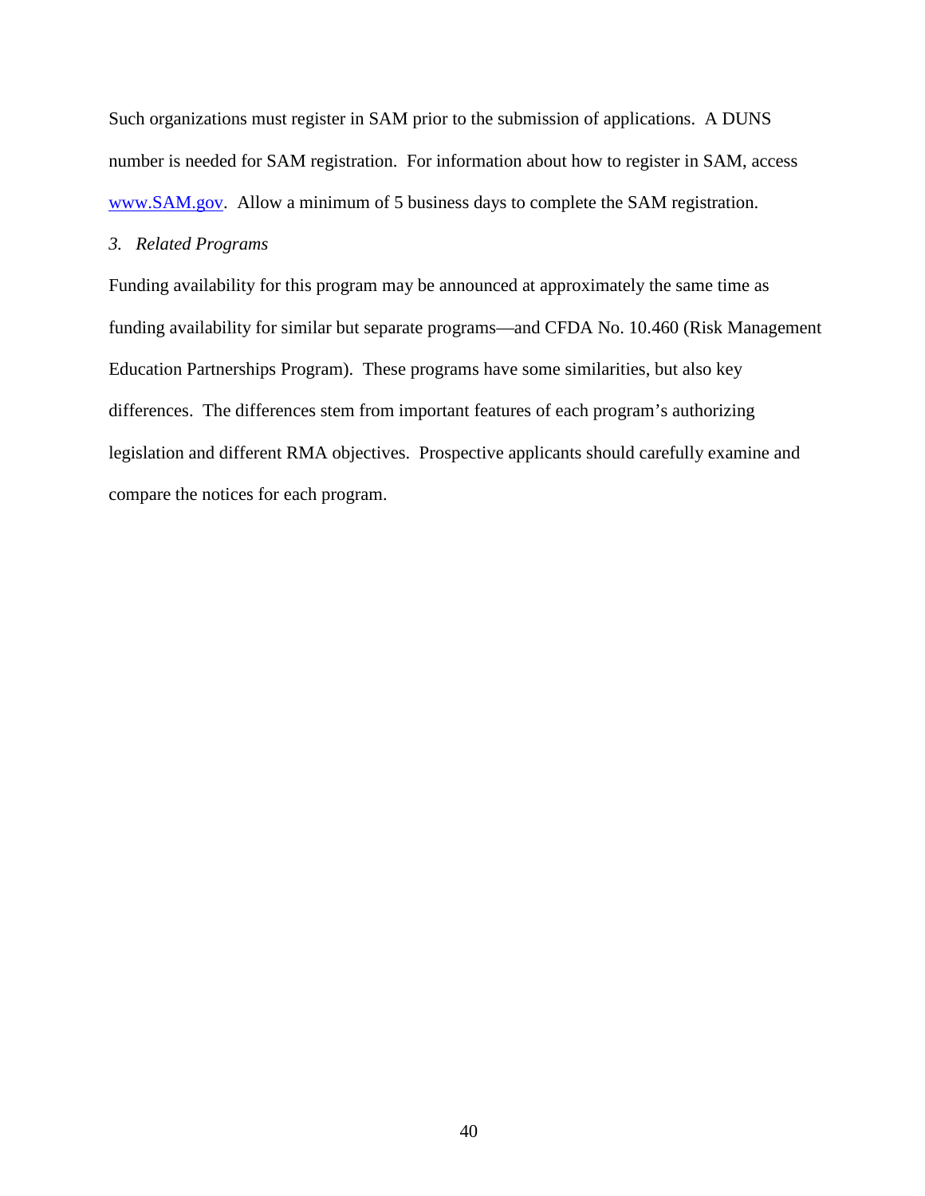Such organizations must register in SAM prior to the submission of applications. A DUNS number is needed for SAM registration. For information about how to register in SAM, access [www.SAM.gov](http://www.SAM.gov). Allow a minimum of 5 business days to complete the SAM registration.

*3. Related Programs*

Funding availability for this program may be announced at approximately the same time as funding availability for similar but separate programs—and CFDA No. 10.460 (Risk Management Education Partnerships Program). These programs have some similarities, but also key differences. The differences stem from important features of each program's authorizing legislation and different RMA objectives. Prospective applicants should carefully examine and compare the notices for each program.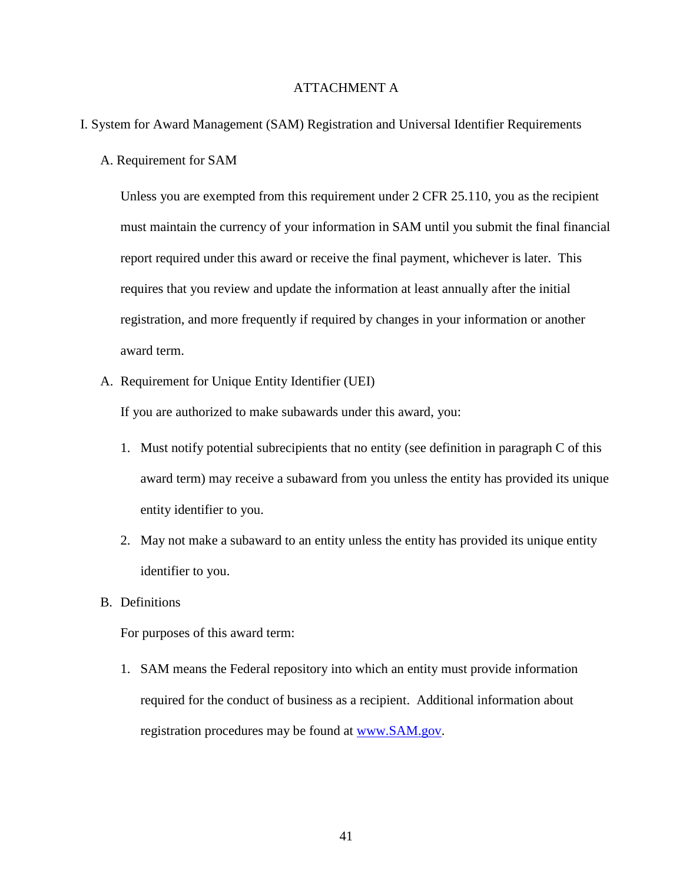# ATTACHMENT A

## I. System for Award Management (SAM) Registration and Universal Identifier Requirements

### A. Requirement for SAM

Unless you are exempted from this requirement under 2 CFR 25.110, you as the recipient must maintain the currency of your information in SAM until you submit the final financial report required under this award or receive the final payment, whichever is later. This requires that you review and update the information at least annually after the initial registration, and more frequently if required by changes in your information or another award term.

### A. Requirement for Unique Entity Identifier (UEI)

If you are authorized to make subawards under this award, you:

1. Must notify potential subrecipients that no entity (see definition in paragraph C of this award term) may receive a subaward from you unless the entity has provided its unique entity identifier to you.
2. May not make a subaward to an entity unless the entity has provided its unique entity identifier to you.

### B. Definitions

For purposes of this award term:

1. SAM means the Federal repository into which an entity must provide information required for the conduct of business as a recipient. Additional information about registration procedures may be found at [www.SAM.gov](http://www.SAM.gov).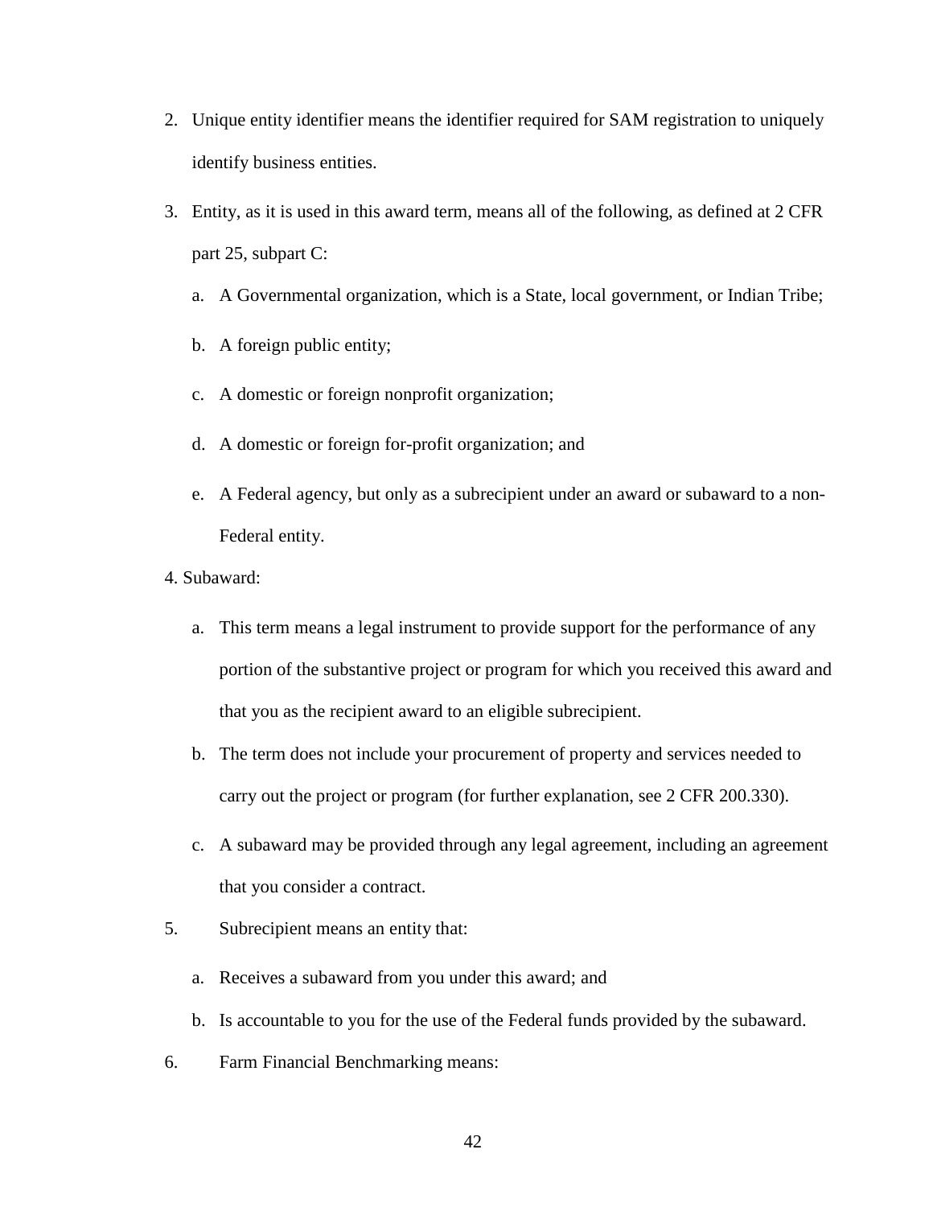2. Unique entity identifier means the identifier required for SAM registration to uniquely identify business entities.
3. Entity, as it is used in this award term, means all of the following, as defined at 2 CFR part 25, subpart C:
   a. A Governmental organization, which is a State, local government, or Indian Tribe;
   b. A foreign public entity;
   c. A domestic or foreign nonprofit organization;
   d. A domestic or foreign for-profit organization; and
   e. A Federal agency, but only as a subrecipient under an award or subaward to a non-Federal entity.
4. Subaward:
   a. This term means a legal instrument to provide support for the performance of any portion of the substantive project or program for which you received this award and that you as the recipient award to an eligible subrecipient.
   b. The term does not include your procurement of property and services needed to carry out the project or program (for further explanation, see 2 CFR 200.330).
   c. A subaward may be provided through any legal agreement, including an agreement that you consider a contract.
5. Subrecipient means an entity that:
   a. Receives a subaward from you under this award; and
   b. Is accountable to you for the use of the Federal funds provided by the subaward.
6. Farm Financial Benchmarking means: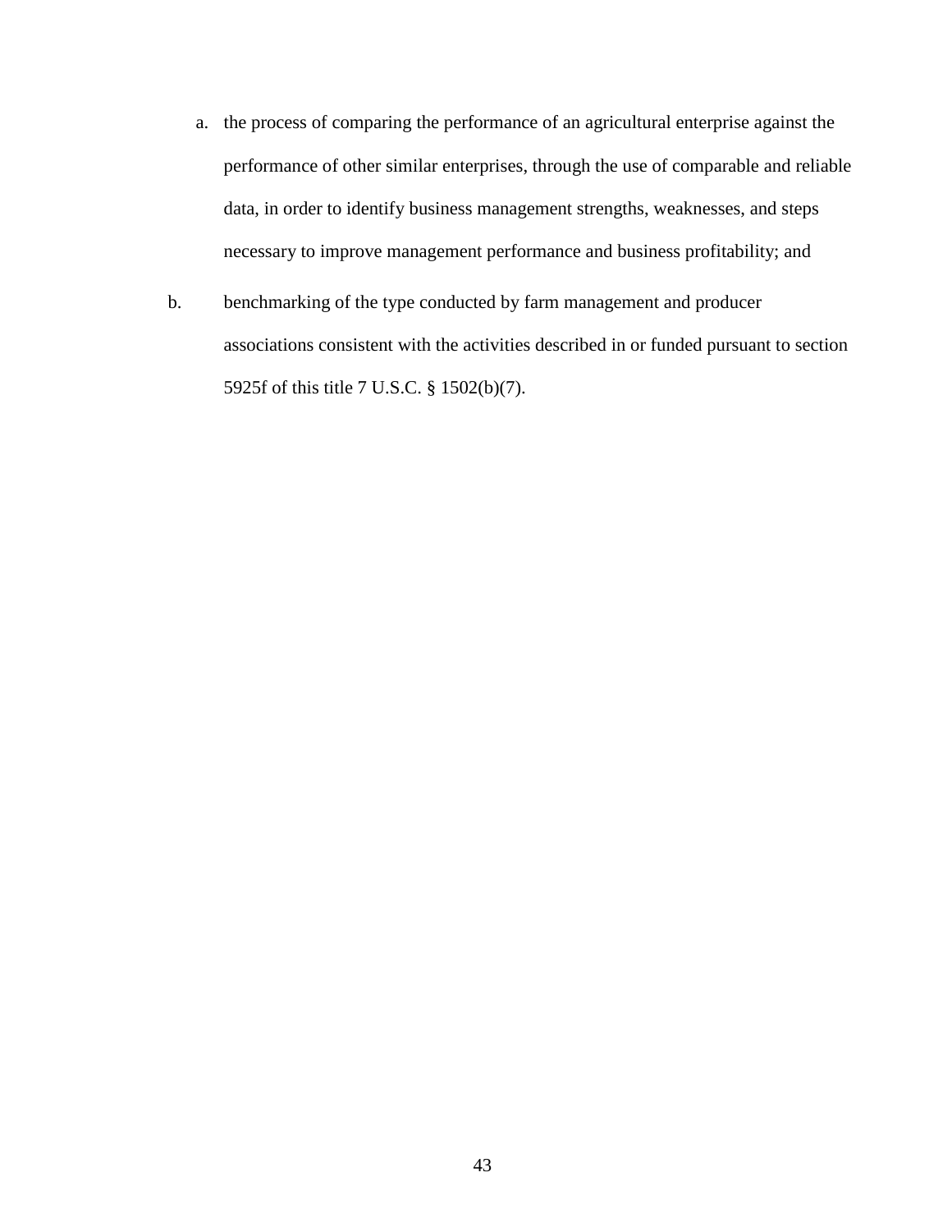a. the process of comparing the performance of an agricultural enterprise against the performance of other similar enterprises, through the use of comparable and reliable data, in order to identify business management strengths, weaknesses, and steps necessary to improve management performance and business profitability; and

b. benchmarking of the type conducted by farm management and producer associations consistent with the activities described in or funded pursuant to section 5925f of this title 7 U.S.C. § 1502(b)(7).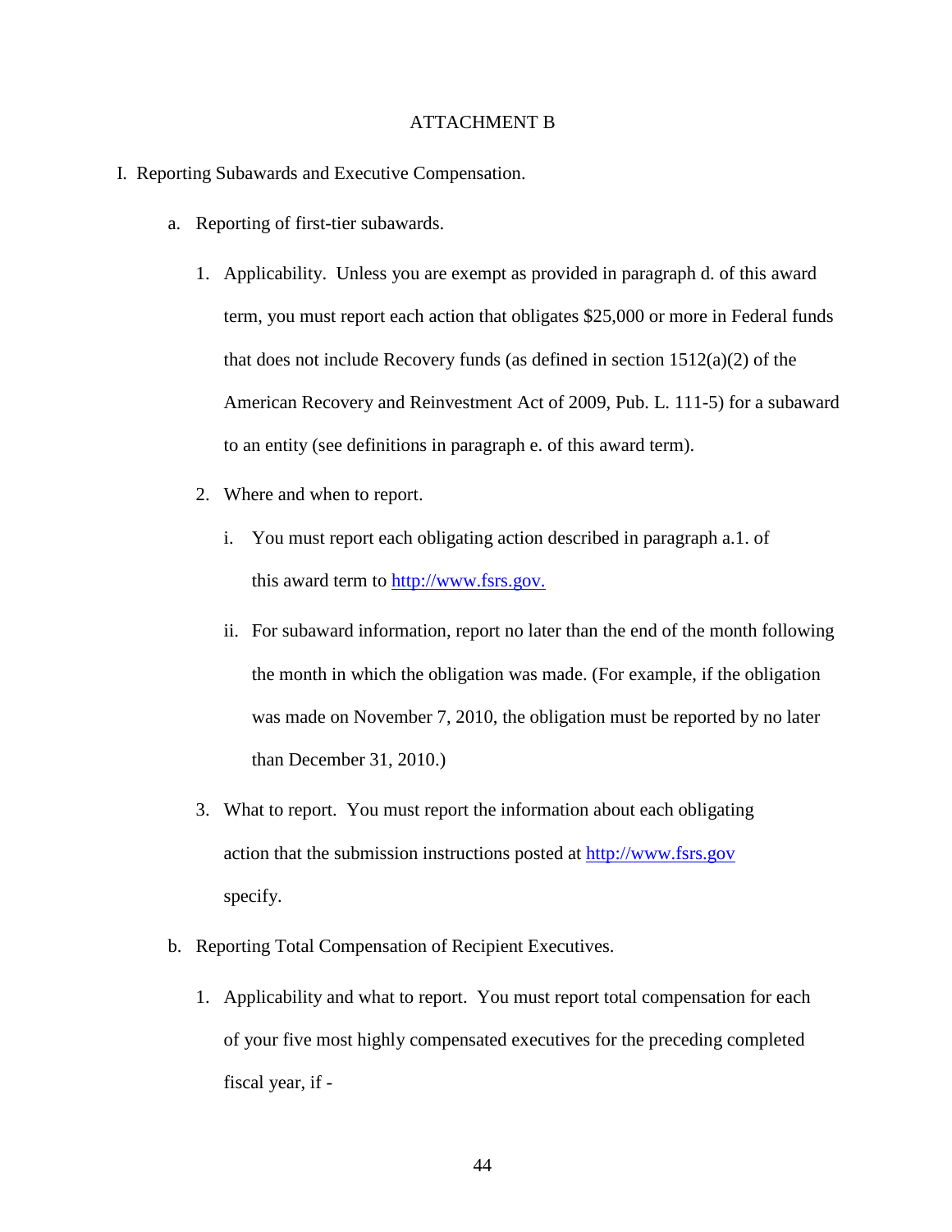# ATTACHMENT B

I. Reporting Subawards and Executive Compensation.

a. Reporting of first-tier subawards.

1. Applicability. Unless you are exempt as provided in paragraph d. of this award term, you must report each action that obligates $25,000 or more in Federal funds that does not include Recovery funds (as defined in section 1512(a)(2) of the American Recovery and Reinvestment Act of 2009, Pub. L. 111-5) for a subaward to an entity (see definitions in paragraph e. of this award term).

2. Where and when to report.

   i. You must report each obligating action described in paragraph a.1. of this award term to [http://www.fsrs.gov.](http://www.fsrs.gov)

   ii. For subaward information, report no later than the end of the month following the month in which the obligation was made. (For example, if the obligation was made on November 7, 2010, the obligation must be reported by no later than December 31, 2010.)

3. What to report. You must report the information about each obligating action that the submission instructions posted at [http://www.fsrs.gov](http://www.fsrs.gov) specify.

b. Reporting Total Compensation of Recipient Executives.

1. Applicability and what to report. You must report total compensation for each of your five most highly compensated executives for the preceding completed fiscal year, if -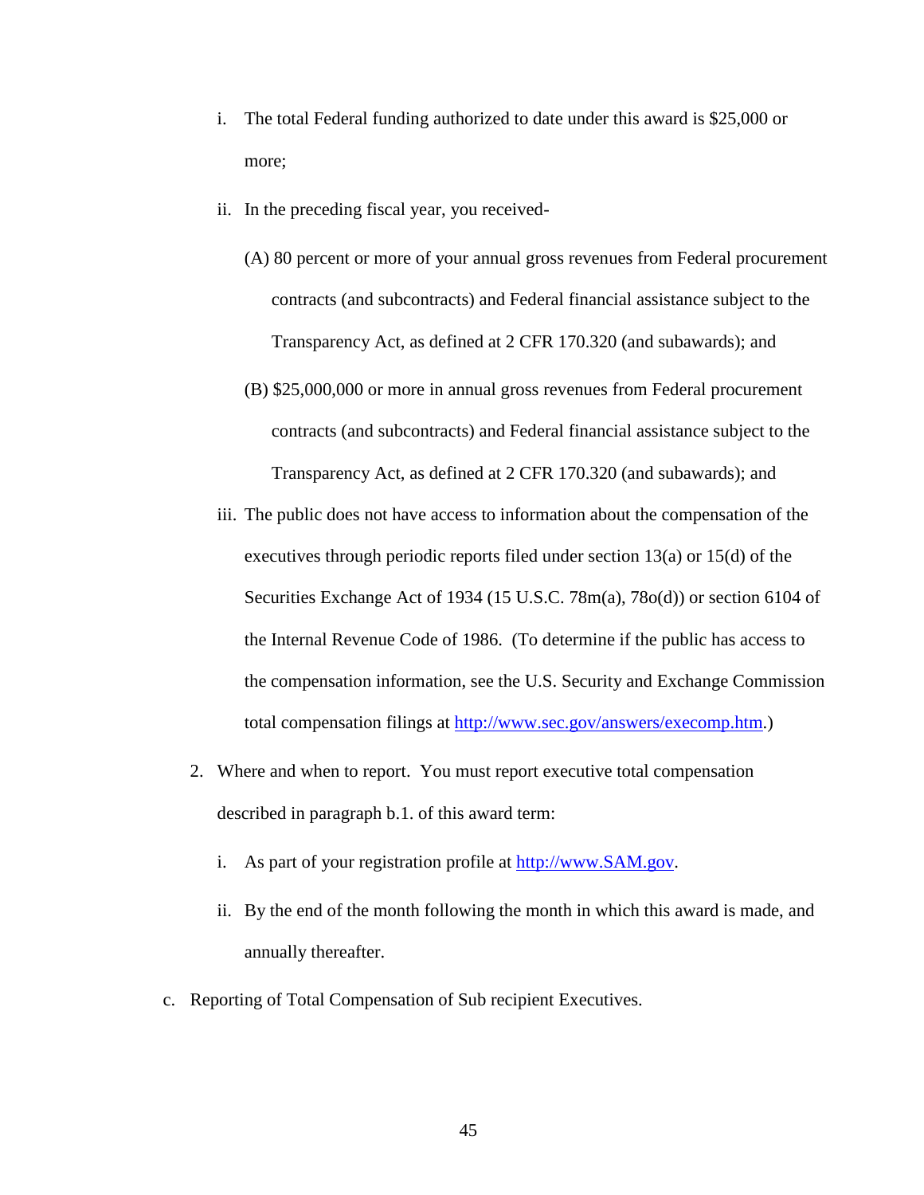i. The total Federal funding authorized to date under this award is $25,000 or more;

ii. In the preceding fiscal year, you received-

(A) 80 percent or more of your annual gross revenues from Federal procurement contracts (and subcontracts) and Federal financial assistance subject to the Transparency Act, as defined at 2 CFR 170.320 (and subawards); and

(B) $25,000,000 or more in annual gross revenues from Federal procurement contracts (and subcontracts) and Federal financial assistance subject to the Transparency Act, as defined at 2 CFR 170.320 (and subawards); and

iii. The public does not have access to information about the compensation of the executives through periodic reports filed under section 13(a) or 15(d) of the Securities Exchange Act of 1934 (15 U.S.C. 78m(a), 78o(d)) or section 6104 of the Internal Revenue Code of 1986. (To determine if the public has access to the compensation information, see the U.S. Security and Exchange Commission total compensation filings at [http://www.sec.gov/answers/execomp.htm](http://www.sec.gov/answers/execomp.htm).)

2. Where and when to report. You must report executive total compensation described in paragraph b.1. of this award term:

i. As part of your registration profile at [http://www.SAM.gov](http://www.SAM.gov).

ii. By the end of the month following the month in which this award is made, and annually thereafter.

c. Reporting of Total Compensation of Sub recipient Executives.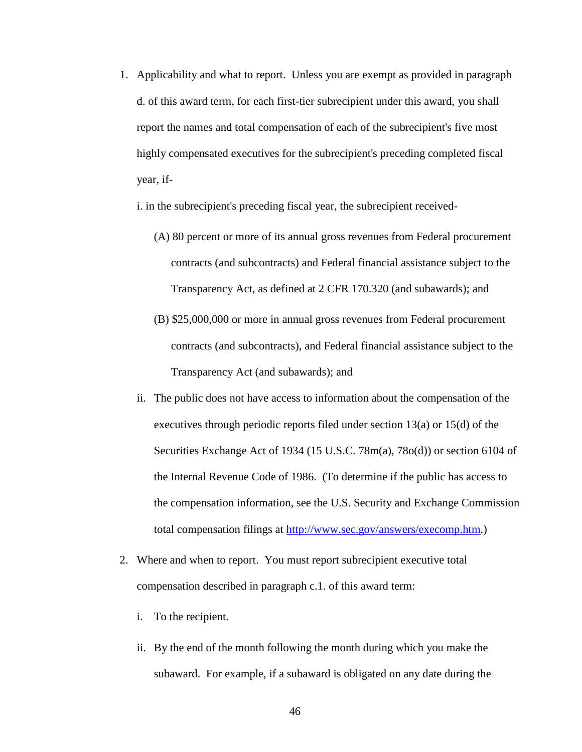1. Applicability and what to report. Unless you are exempt as provided in paragraph d. of this award term, for each first-tier subrecipient under this award, you shall report the names and total compensation of each of the subrecipient's five most highly compensated executives for the subrecipient's preceding completed fiscal year, if-

   i. in the subrecipient's preceding fiscal year, the subrecipient received-

      (A) 80 percent or more of its annual gross revenues from Federal procurement contracts (and subcontracts) and Federal financial assistance subject to the Transparency Act, as defined at 2 CFR 170.320 (and subawards); and

      (B) $25,000,000 or more in annual gross revenues from Federal procurement contracts (and subcontracts), and Federal financial assistance subject to the Transparency Act (and subawards); and

   ii. The public does not have access to information about the compensation of the executives through periodic reports filed under section 13(a) or 15(d) of the Securities Exchange Act of 1934 (15 U.S.C. 78m(a), 78o(d)) or section 6104 of the Internal Revenue Code of 1986. (To determine if the public has access to the compensation information, see the U.S. Security and Exchange Commission total compensation filings at [http://www.sec.gov/answers/execomp.htm](http://www.sec.gov/answers/execomp.htm).)

2. Where and when to report. You must report subrecipient executive total compensation described in paragraph c.1. of this award term:

   i. To the recipient.

   ii. By the end of the month following the month during which you make the subaward. For example, if a subaward is obligated on any date during the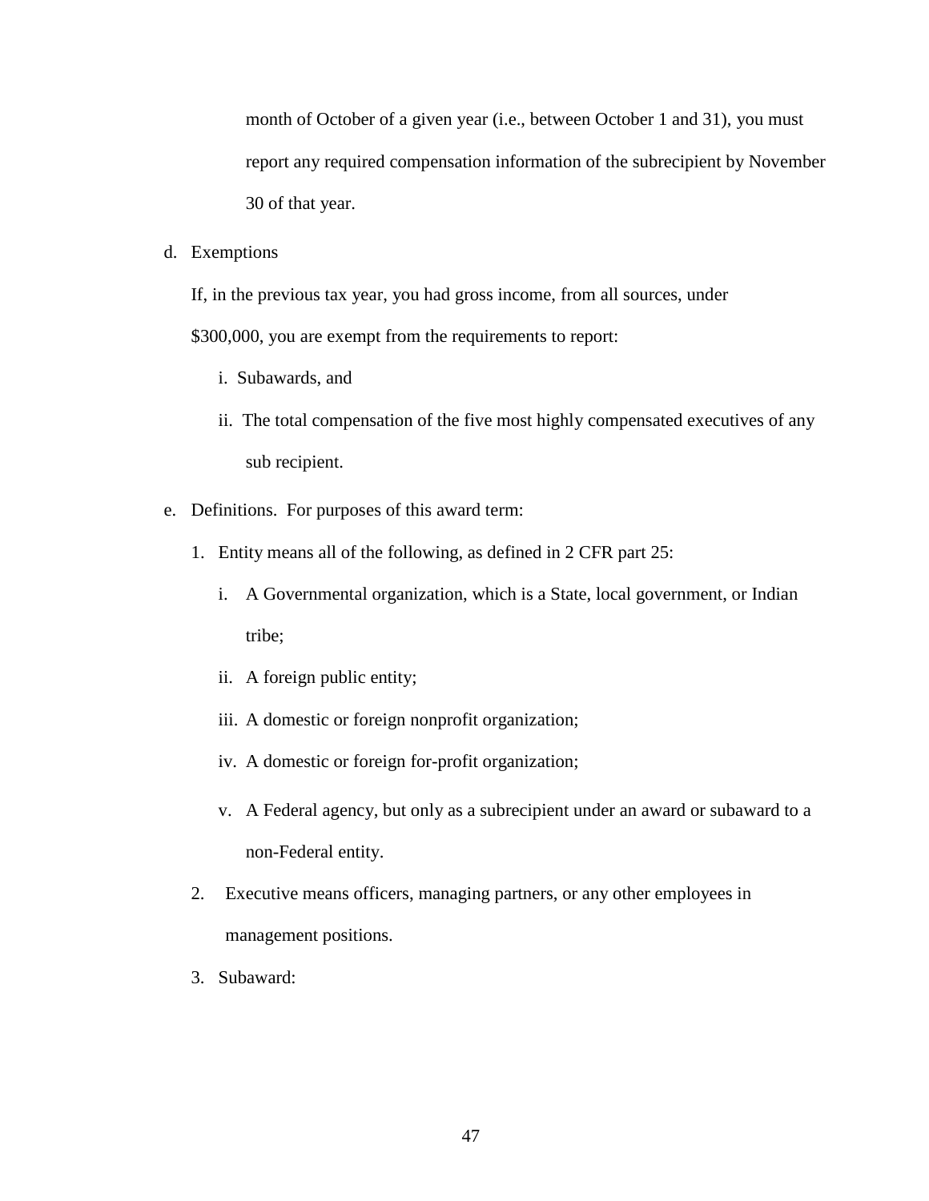month of October of a given year (i.e., between October 1 and 31), you must report any required compensation information of the subrecipient by November 30 of that year.

d. Exemptions

   If, in the previous tax year, you had gross income, from all sources, under $300,000, you are exempt from the requirements to report:

   i. Subawards, and

   ii. The total compensation of the five most highly compensated executives of any sub recipient.

e. Definitions. For purposes of this award term:

   1. Entity means all of the following, as defined in 2 CFR part 25:

      i. A Governmental organization, which is a State, local government, or Indian tribe;

      ii. A foreign public entity;

      iii. A domestic or foreign nonprofit organization;

      iv. A domestic or foreign for-profit organization;

      v. A Federal agency, but only as a subrecipient under an award or subaward to a non-Federal entity.

   2. Executive means officers, managing partners, or any other employees in management positions.

   3. Subaward: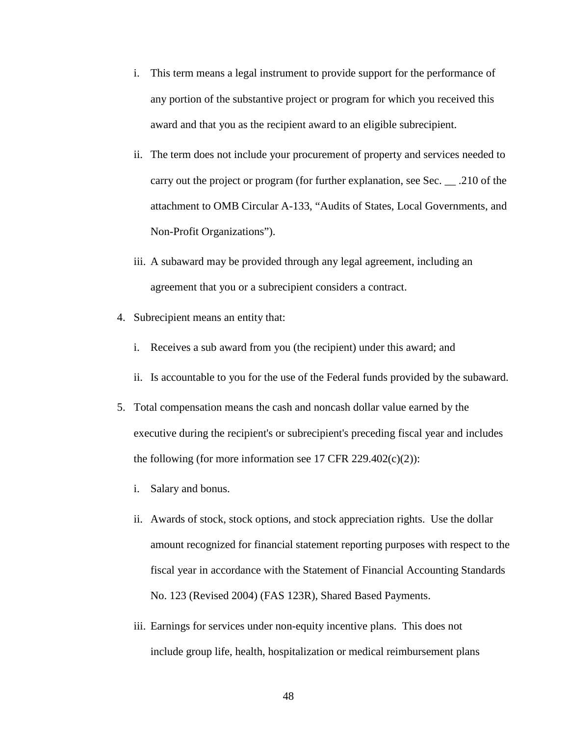i. This term means a legal instrument to provide support for the performance of any portion of the substantive project or program for which you received this award and that you as the recipient award to an eligible subrecipient.

   ii. The term does not include your procurement of property and services needed to carry out the project or program (for further explanation, see Sec. __ .210 of the attachment to OMB Circular A-133, "Audits of States, Local Governments, and Non-Profit Organizations").

   iii. A subaward may be provided through any legal agreement, including an agreement that you or a subrecipient considers a contract.

4. Subrecipient means an entity that:

   i. Receives a sub award from you (the recipient) under this award; and

   ii. Is accountable to you for the use of the Federal funds provided by the subaward.

5. Total compensation means the cash and noncash dollar value earned by the executive during the recipient's or subrecipient's preceding fiscal year and includes the following (for more information see 17 CFR 229.402(c)(2)):

   i. Salary and bonus.

   ii. Awards of stock, stock options, and stock appreciation rights. Use the dollar amount recognized for financial statement reporting purposes with respect to the fiscal year in accordance with the Statement of Financial Accounting Standards No. 123 (Revised 2004) (FAS 123R), Shared Based Payments.

   iii. Earnings for services under non-equity incentive plans. This does not include group life, health, hospitalization or medical reimbursement plans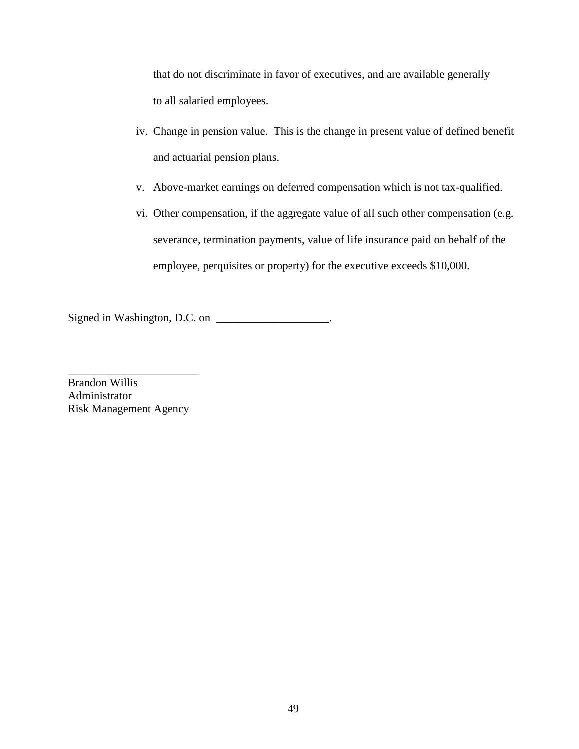that do not discriminate in favor of executives, and are available generally to all salaried employees.

iv. Change in pension value. This is the change in present value of defined benefit and actuarial pension plans.

v. Above-market earnings on deferred compensation which is not tax-qualified.

vi. Other compensation, if the aggregate value of all such other compensation (e.g. severance, termination payments, value of life insurance paid on behalf of the employee, perquisites or property) for the executive exceeds $10,000.

Signed in Washington, D.C. on ____________________.

_______________________
Brandon Willis
Administrator
Risk Management Agency